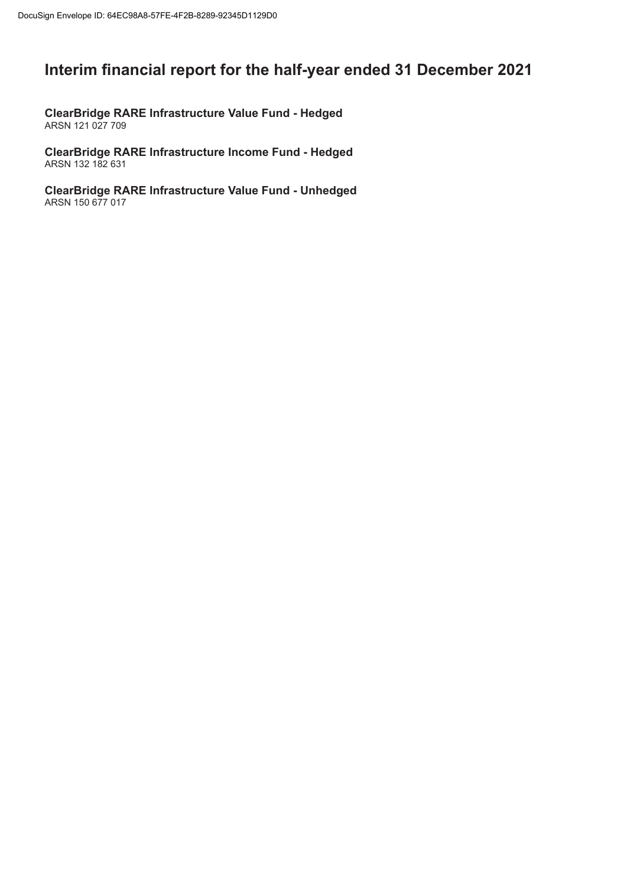# Interim financial report for the half-year ended 31 December 2021

**ClearBridge RARE Infrastructure Value Fund - Hedged**
ARSN 121 027 709

**ClearBridge RARE Infrastructure Income Fund - Hedged**
ARSN 132 182 631

**ClearBridge RARE Infrastructure Value Fund - Unhedged**
ARSN 150 677 017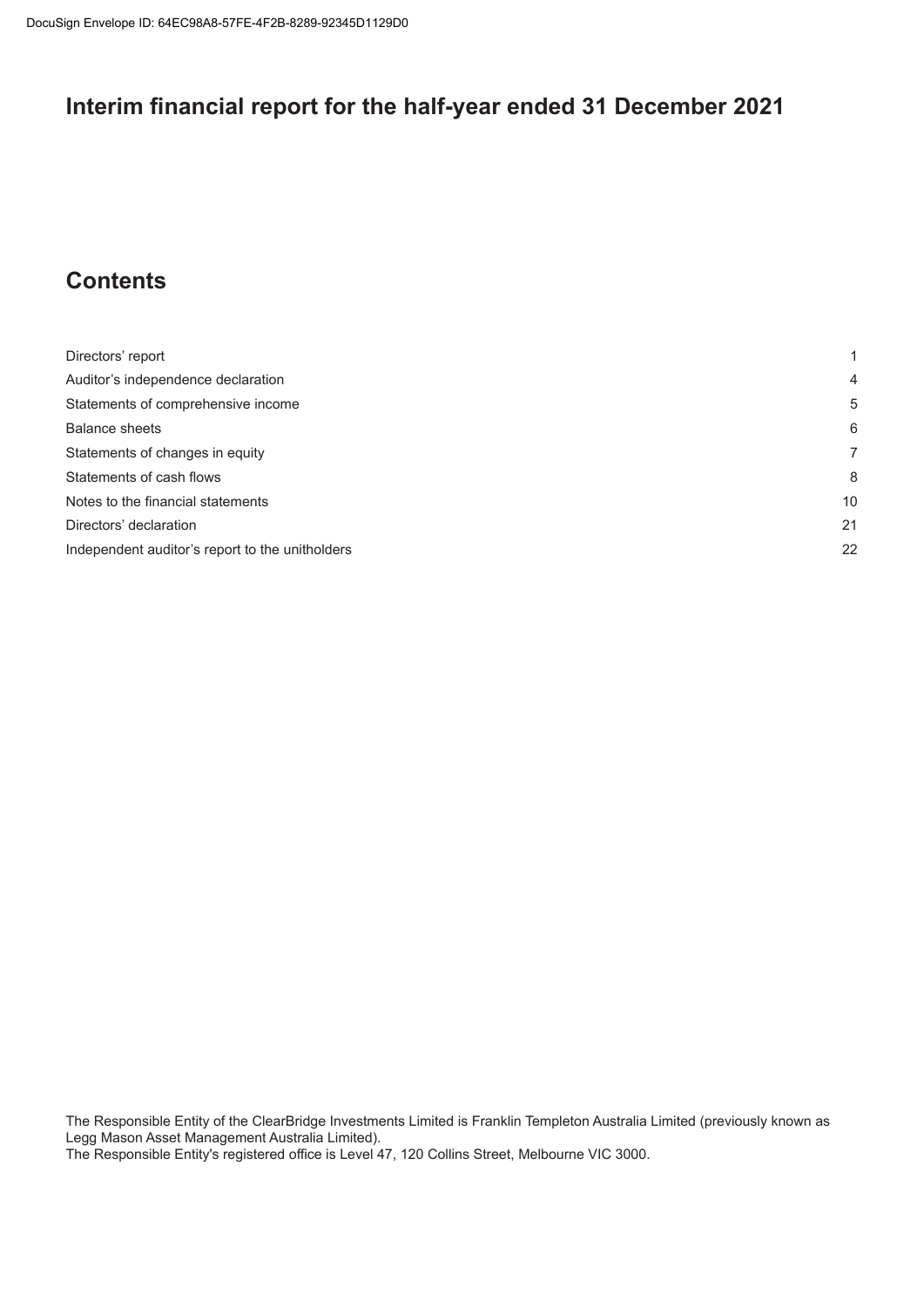# Interim financial report for the half-year ended 31 December 2021

## Contents

| | |
|---|---|
| Directors' report | 1 |
| Auditor's independence declaration | 4 |
| Statements of comprehensive income | 5 |
| Balance sheets | 6 |
| Statements of changes in equity | 7 |
| Statements of cash flows | 8 |
| Notes to the financial statements | 10 |
| Directors' declaration | 21 |
| Independent auditor's report to the unitholders | 22 |

The Responsible Entity of the ClearBridge Investments Limited is Franklin Templeton Australia Limited (previously known as Legg Mason Asset Management Australia Limited).
The Responsible Entity's registered office is Level 47, 120 Collins Street, Melbourne VIC 3000.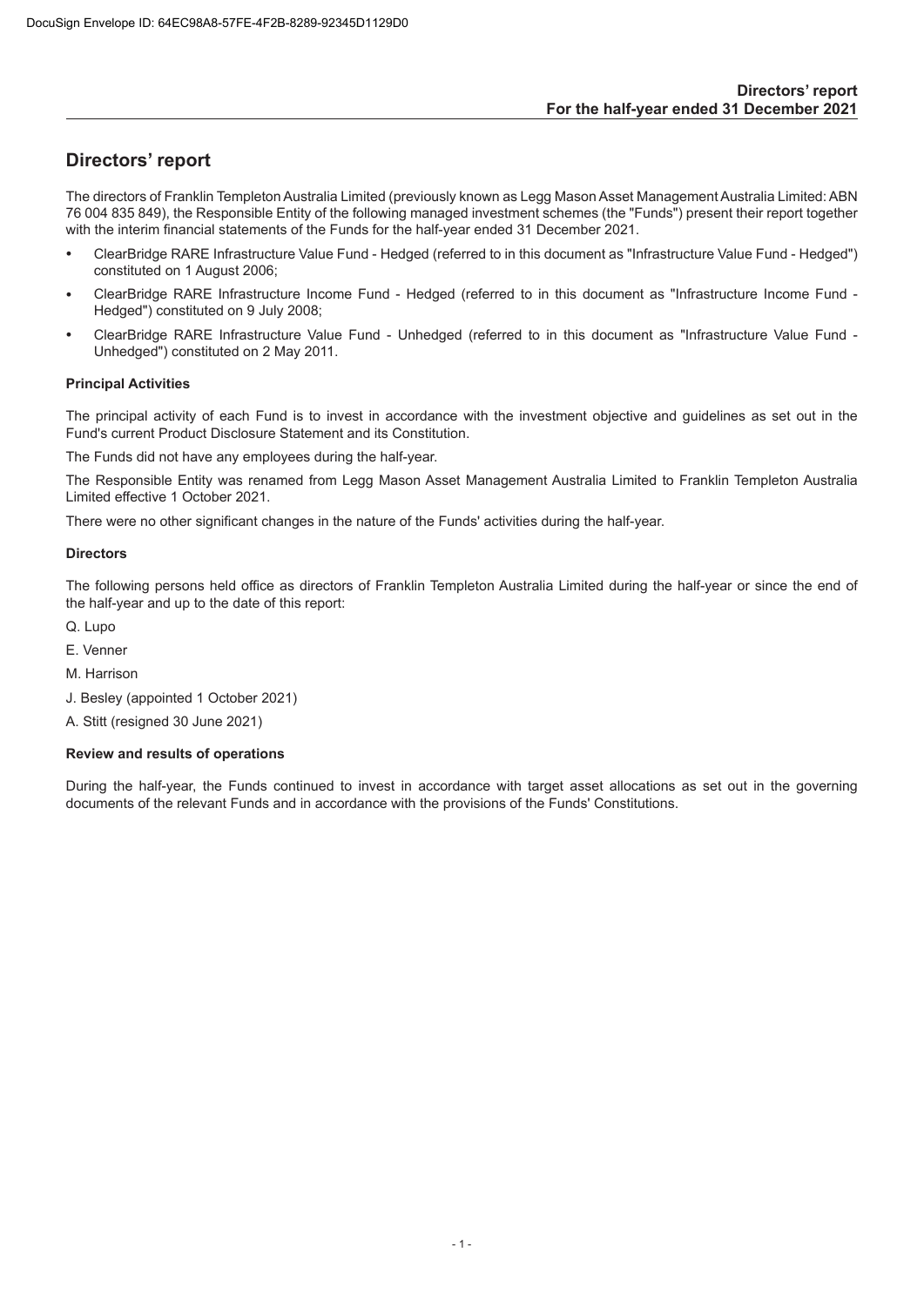# Directors' report

The directors of Franklin Templeton Australia Limited (previously known as Legg Mason Asset Management Australia Limited: ABN 76 004 835 849), the Responsible Entity of the following managed investment schemes (the "Funds") present their report together with the interim financial statements of the Funds for the half-year ended 31 December 2021.

- ClearBridge RARE Infrastructure Value Fund - Hedged (referred to in this document as "Infrastructure Value Fund - Hedged") constituted on 1 August 2006;
- ClearBridge RARE Infrastructure Income Fund - Hedged (referred to in this document as "Infrastructure Income Fund - Hedged") constituted on 9 July 2008;
- ClearBridge RARE Infrastructure Value Fund - Unhedged (referred to in this document as "Infrastructure Value Fund - Unhedged") constituted on 2 May 2011.

**Principal Activities**

The principal activity of each Fund is to invest in accordance with the investment objective and guidelines as set out in the Fund's current Product Disclosure Statement and its Constitution.

The Funds did not have any employees during the half-year.

The Responsible Entity was renamed from Legg Mason Asset Management Australia Limited to Franklin Templeton Australia Limited effective 1 October 2021.

There were no other significant changes in the nature of the Funds' activities during the half-year.

**Directors**

The following persons held office as directors of Franklin Templeton Australia Limited during the half-year or since the end of the half-year and up to the date of this report:

Q. Lupo

E. Venner

M. Harrison

J. Besley (appointed 1 October 2021)

A. Stitt (resigned 30 June 2021)

**Review and results of operations**

During the half-year, the Funds continued to invest in accordance with target asset allocations as set out in the governing documents of the relevant Funds and in accordance with the provisions of the Funds' Constitutions.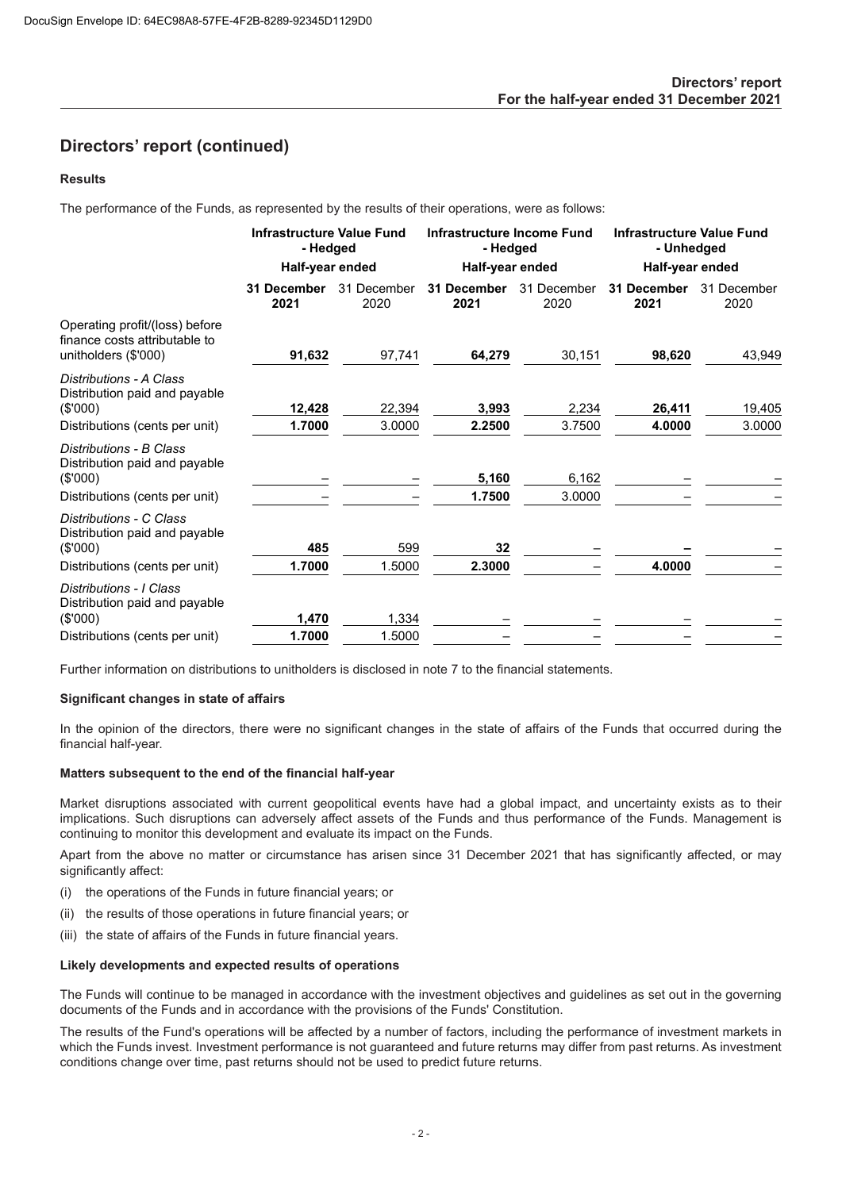# Directors' report (continued)

### Results

The performance of the Funds, as represented by the results of their operations, were as follows:

| | Infrastructure Value Fund - Hedged | | Infrastructure Income Fund - Hedged | | Infrastructure Value Fund - Unhedged | |
|---|---|---|---|---|---|---|
| | Half-year ended | | Half-year ended | | Half-year ended | |
| | **31 December 2021** | 31 December 2020 | **31 December 2021** | 31 December 2020 | **31 December 2021** | 31 December 2020 |
| Operating profit/(loss) before finance costs attributable to unitholders ($'000) | **91,632** | 97,741 | **64,279** | 30,151 | **98,620** | 43,949 |
| *Distributions - A Class* | | | | | | |
| Distribution paid and payable ($'000) | **12,428** | 22,394 | **3,993** | 2,234 | **26,411** | 19,405 |
| Distributions (cents per unit) | **1.7000** | 3.0000 | **2.2500** | 3.7500 | **4.0000** | 3.0000 |
| *Distributions - B Class* | | | | | | |
| Distribution paid and payable ($'000) | **–** | – | **5,160** | 6,162 | **–** | – |
| Distributions (cents per unit) | **–** | – | **1.7500** | 3.0000 | **–** | – |
| *Distributions - C Class* | | | | | | |
| Distribution paid and payable ($'000) | **485** | 599 | **32** | – | **–** | – |
| Distributions (cents per unit) | **1.7000** | 1.5000 | **2.3000** | – | **4.0000** | – |
| *Distributions - I Class* | | | | | | |
| Distribution paid and payable ($'000) | **1,470** | 1,334 | **–** | – | **–** | – |
| Distributions (cents per unit) | **1.7000** | 1.5000 | **–** | – | **–** | – |

Further information on distributions to unitholders is disclosed in note 7 to the financial statements.

### Significant changes in state of affairs

In the opinion of the directors, there were no significant changes in the state of affairs of the Funds that occurred during the financial half-year.

### Matters subsequent to the end of the financial half-year

Market disruptions associated with current geopolitical events have had a global impact, and uncertainty exists as to their implications. Such disruptions can adversely affect assets of the Funds and thus performance of the Funds. Management is continuing to monitor this development and evaluate its impact on the Funds.

Apart from the above no matter or circumstance has arisen since 31 December 2021 that has significantly affected, or may significantly affect:

(i) the operations of the Funds in future financial years; or

(ii) the results of those operations in future financial years; or

(iii) the state of affairs of the Funds in future financial years.

### Likely developments and expected results of operations

The Funds will continue to be managed in accordance with the investment objectives and guidelines as set out in the governing documents of the Funds and in accordance with the provisions of the Funds' Constitution.

The results of the Fund's operations will be affected by a number of factors, including the performance of investment markets in which the Funds invest. Investment performance is not guaranteed and future returns may differ from past returns. As investment conditions change over time, past returns should not be used to predict future returns.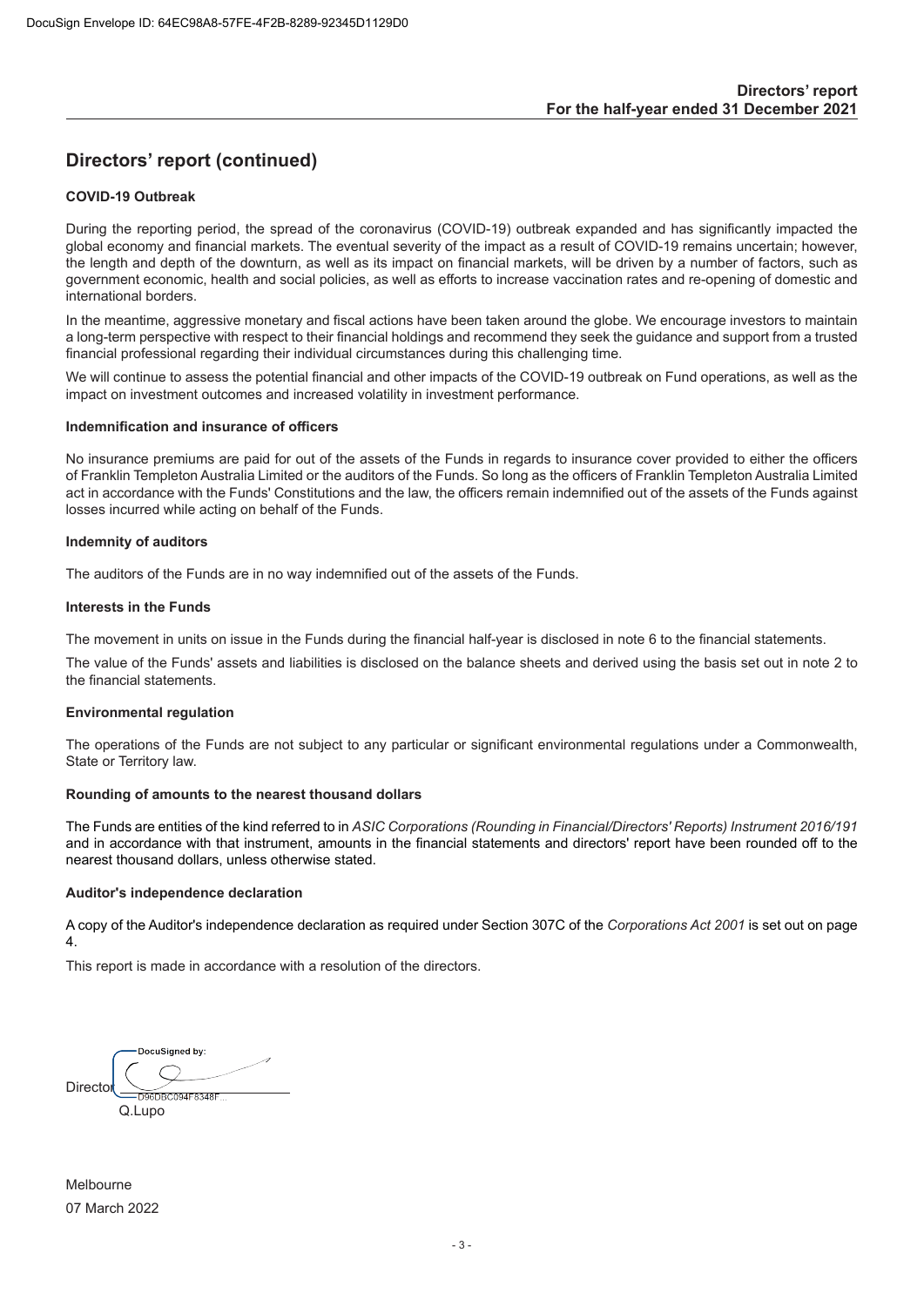## Directors' report (continued)

**COVID-19 Outbreak**

During the reporting period, the spread of the coronavirus (COVID-19) outbreak expanded and has significantly impacted the global economy and financial markets. The eventual severity of the impact as a result of COVID-19 remains uncertain; however, the length and depth of the downturn, as well as its impact on financial markets, will be driven by a number of factors, such as government economic, health and social policies, as well as efforts to increase vaccination rates and re-opening of domestic and international borders.

In the meantime, aggressive monetary and fiscal actions have been taken around the globe. We encourage investors to maintain a long-term perspective with respect to their financial holdings and recommend they seek the guidance and support from a trusted financial professional regarding their individual circumstances during this challenging time.

We will continue to assess the potential financial and other impacts of the COVID-19 outbreak on Fund operations, as well as the impact on investment outcomes and increased volatility in investment performance.

**Indemnification and insurance of officers**

No insurance premiums are paid for out of the assets of the Funds in regards to insurance cover provided to either the officers of Franklin Templeton Australia Limited or the auditors of the Funds. So long as the officers of Franklin Templeton Australia Limited act in accordance with the Funds' Constitutions and the law, the officers remain indemnified out of the assets of the Funds against losses incurred while acting on behalf of the Funds.

**Indemnity of auditors**

The auditors of the Funds are in no way indemnified out of the assets of the Funds.

**Interests in the Funds**

The movement in units on issue in the Funds during the financial half-year is disclosed in note 6 to the financial statements.

The value of the Funds' assets and liabilities is disclosed on the balance sheets and derived using the basis set out in note 2 to the financial statements.

**Environmental regulation**

The operations of the Funds are not subject to any particular or significant environmental regulations under a Commonwealth, State or Territory law.

**Rounding of amounts to the nearest thousand dollars**

The Funds are entities of the kind referred to in *ASIC Corporations (Rounding in Financial/Directors' Reports) Instrument 2016/191* and in accordance with that instrument, amounts in the financial statements and directors' report have been rounded off to the nearest thousand dollars, unless otherwise stated.

**Auditor's independence declaration**

A copy of the Auditor's independence declaration as required under Section 307C of the *Corporations Act 2001* is set out on page 4.

This report is made in accordance with a resolution of the directors.

DocuSigned by:

Director

D96DBC094F8348F...

Q.Lupo

Melbourne

07 March 2022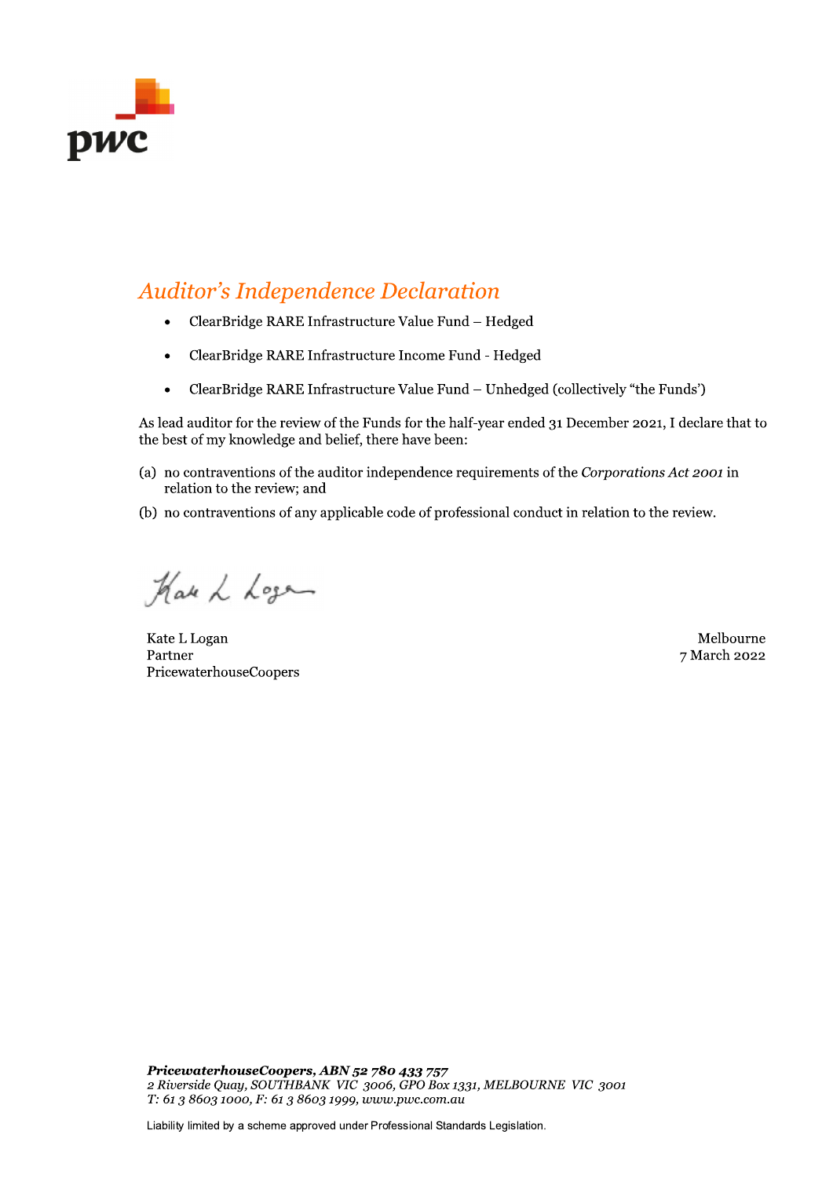## *Auditor's Independence Declaration*

- ClearBridge RARE Infrastructure Value Fund – Hedged
- ClearBridge RARE Infrastructure Income Fund - Hedged
- ClearBridge RARE Infrastructure Value Fund – Unhedged (collectively "the Funds')

As lead auditor for the review of the Funds for the half-year ended 31 December 2021, I declare that to the best of my knowledge and belief, there have been:

(a) no contraventions of the auditor independence requirements of the *Corporations Act 2001* in relation to the review; and

(b) no contraventions of any applicable code of professional conduct in relation to the review.

Kate L Logan
Partner
PricewaterhouseCoopers

Melbourne
7 March 2022

***PricewaterhouseCoopers, ABN 52 780 433 757***
*2 Riverside Quay, SOUTHBANK VIC 3006, GPO Box 1331, MELBOURNE VIC 3001*
*T: 61 3 8603 1000, F: 61 3 8603 1999, www.pwc.com.au*

Liability limited by a scheme approved under Professional Standards Legislation.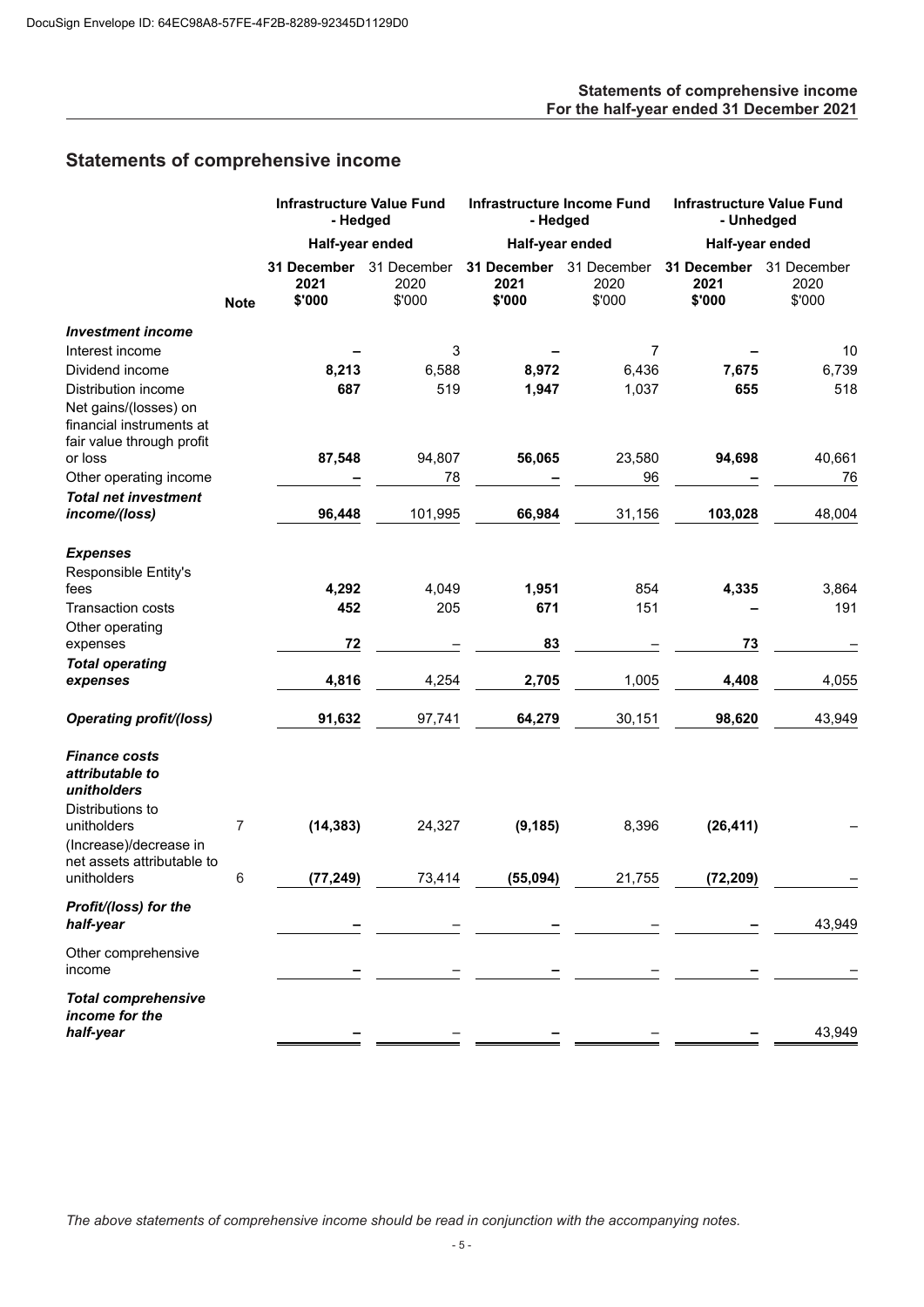# Statements of comprehensive income

| | Note | Infrastructure Value Fund - Hedged | | Infrastructure Income Fund - Hedged | | Infrastructure Value Fund - Unhedged | |
|---|---|---|---|---|---|---|---|
| | | Half-year ended | | Half-year ended | | Half-year ended | |
| | | **31 December 2021 $'000** | 31 December 2020 $'000 | **31 December 2021 $'000** | 31 December 2020 $'000 | **31 December 2021 $'000** | 31 December 2020 $'000 |
| ***Investment income*** | | | | | | | |
| Interest income | | **–** | 3 | **–** | 7 | **–** | 10 |
| Dividend income | | **8,213** | 6,588 | **8,972** | 6,436 | **7,675** | 6,739 |
| Distribution income | | **687** | 519 | **1,947** | 1,037 | **655** | 518 |
| Net gains/(losses) on financial instruments at fair value through profit or loss | | **87,548** | 94,807 | **56,065** | 23,580 | **94,698** | 40,661 |
| Other operating income | | **–** | 78 | **–** | 96 | **–** | 76 |
| ***Total net investment income/(loss)*** | | **96,448** | 101,995 | **66,984** | 31,156 | **103,028** | 48,004 |
| ***Expenses*** | | | | | | | |
| Responsible Entity's fees | | **4,292** | 4,049 | **1,951** | 854 | **4,335** | 3,864 |
| Transaction costs | | **452** | 205 | **671** | 151 | **–** | 191 |
| Other operating expenses | | **72** | – | **83** | – | **73** | – |
| ***Total operating expenses*** | | **4,816** | 4,254 | **2,705** | 1,005 | **4,408** | 4,055 |
| ***Operating profit/(loss)*** | | **91,632** | 97,741 | **64,279** | 30,151 | **98,620** | 43,949 |
| ***Finance costs attributable to unitholders*** | | | | | | | |
| Distributions to unitholders | 7 | **(14,383)** | 24,327 | **(9,185)** | 8,396 | **(26,411)** | – |
| (Increase)/decrease in net assets attributable to unitholders | 6 | **(77,249)** | 73,414 | **(55,094)** | 21,755 | **(72,209)** | – |
| ***Profit/(loss) for the half-year*** | | **–** | – | **–** | – | **–** | 43,949 |
| Other comprehensive income | | **–** | – | **–** | – | **–** | – |
| ***Total comprehensive income for the half-year*** | | **–** | – | **–** | – | **–** | 43,949 |

*The above statements of comprehensive income should be read in conjunction with the accompanying notes.*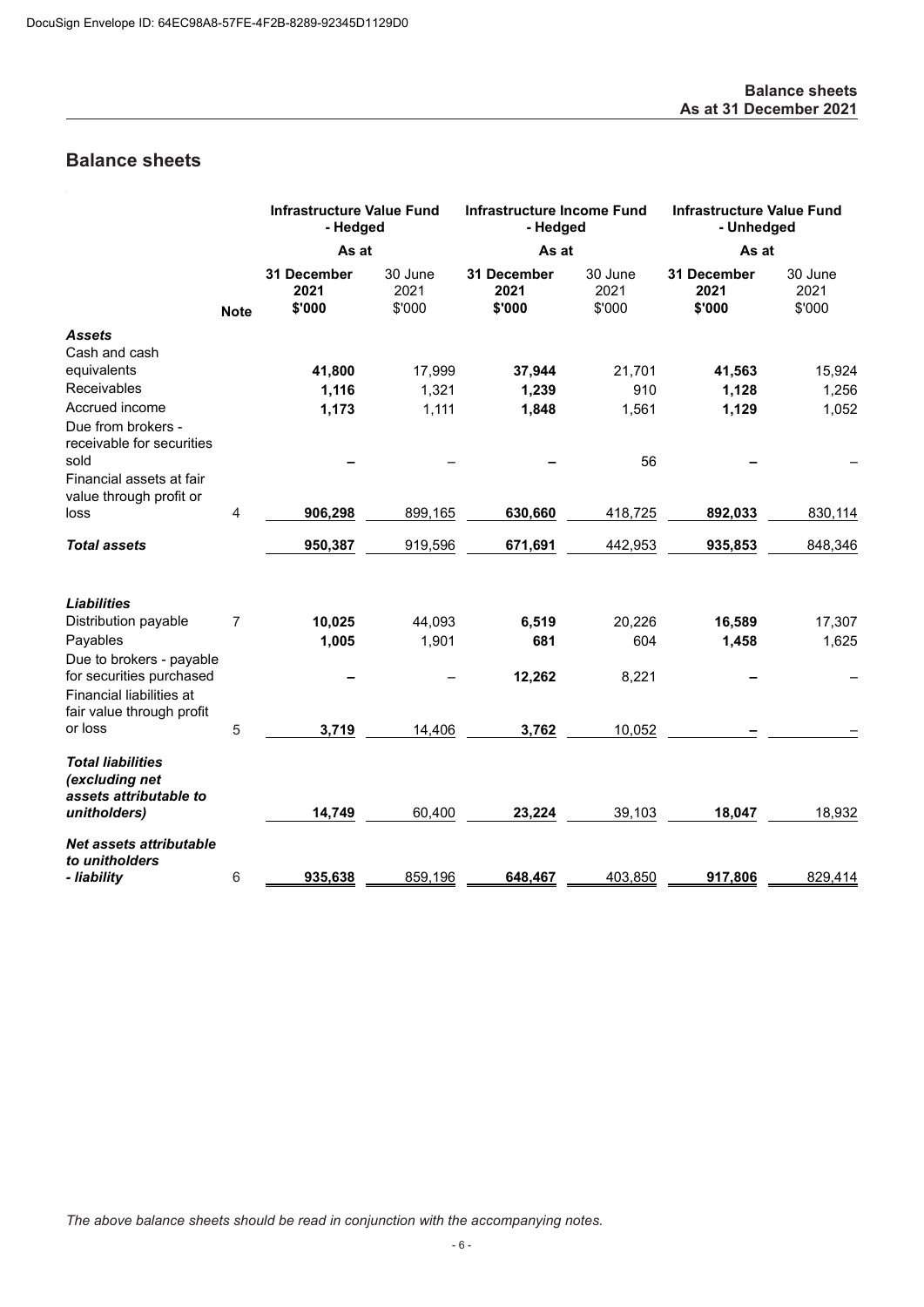## Balance sheets

| | Note | Infrastructure Value Fund - Hedged | | Infrastructure Income Fund - Hedged | | Infrastructure Value Fund - Unhedged | |
|---|---|---|---|---|---|---|---|
| | | As at | | As at | | As at | |
| | | **31 December 2021 $'000** | 30 June 2021 $'000 | **31 December 2021 $'000** | 30 June 2021 $'000 | **31 December 2021 $'000** | 30 June 2021 $'000 |
| ***Assets*** | | | | | | | |
| Cash and cash equivalents | | **41,800** | 17,999 | **37,944** | 21,701 | **41,563** | 15,924 |
| Receivables | | **1,116** | 1,321 | **1,239** | 910 | **1,128** | 1,256 |
| Accrued income | | **1,173** | 1,111 | **1,848** | 1,561 | **1,129** | 1,052 |
| Due from brokers - receivable for securities sold | | **–** | – | **–** | 56 | **–** | – |
| Financial assets at fair value through profit or loss | 4 | **906,298** | 899,165 | **630,660** | 418,725 | **892,033** | 830,114 |
| ***Total assets*** | | **950,387** | 919,596 | **671,691** | 442,953 | **935,853** | 848,346 |
| ***Liabilities*** | | | | | | | |
| Distribution payable | 7 | **10,025** | 44,093 | **6,519** | 20,226 | **16,589** | 17,307 |
| Payables | | **1,005** | 1,901 | **681** | 604 | **1,458** | 1,625 |
| Due to brokers - payable for securities purchased | | **–** | – | **12,262** | 8,221 | **–** | – |
| Financial liabilities at fair value through profit or loss | 5 | **3,719** | 14,406 | **3,762** | 10,052 | **–** | – |
| ***Total liabilities (excluding net assets attributable to unitholders)*** | | **14,749** | 60,400 | **23,224** | 39,103 | **18,047** | 18,932 |
| ***Net assets attributable to unitholders - liability*** | 6 | **935,638** | 859,196 | **648,467** | 403,850 | **917,806** | 829,414 |

*The above balance sheets should be read in conjunction with the accompanying notes.*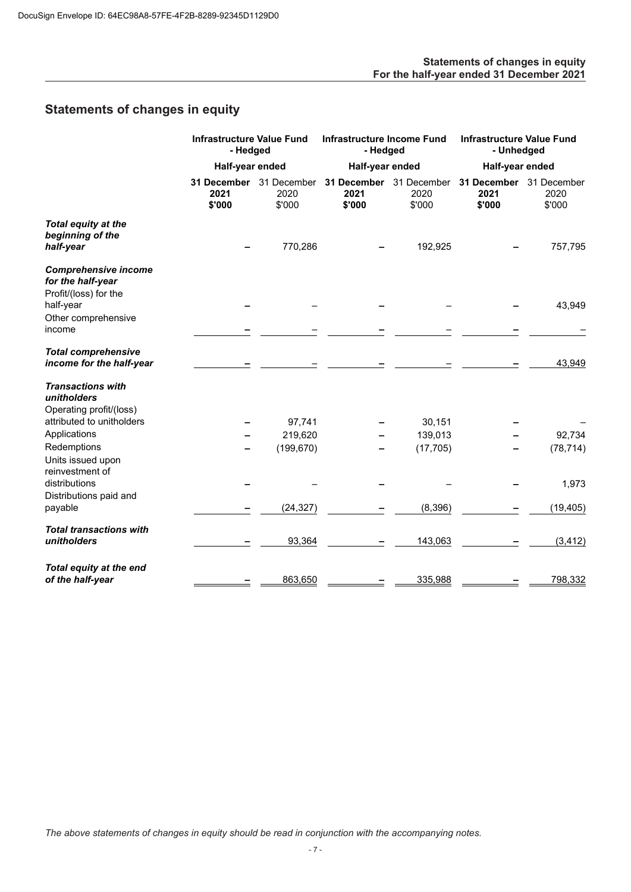DocuSign Envelope ID: 64EC98A8-57FE-4F2B-8289-92345D1129D0

## Statements of changes in equity

| | Infrastructure Value Fund - Hedged | | Infrastructure Income Fund - Hedged | | Infrastructure Value Fund - Unhedged | |
|---|---|---|---|---|---|---|
| | Half-year ended | | Half-year ended | | Half-year ended | |
| | **31 December 2021 $'000** | 31 December 2020 $'000 | **31 December 2021 $'000** | 31 December 2020 $'000 | **31 December 2021 $'000** | 31 December 2020 $'000 |
| ***Total equity at the beginning of the half-year*** | **–** | 770,286 | **–** | 192,925 | **–** | 757,795 |
| ***Comprehensive income for the half-year*** | | | | | | |
| Profit/(loss) for the half-year | **–** | – | **–** | – | **–** | 43,949 |
| Other comprehensive income | **–** | – | **–** | – | **–** | – |
| ***Total comprehensive income for the half-year*** | **–** | – | **–** | – | **–** | 43,949 |
| ***Transactions with unitholders*** | | | | | | |
| Operating profit/(loss) attributed to unitholders | **–** | 97,741 | **–** | 30,151 | **–** | – |
| Applications | **–** | 219,620 | **–** | 139,013 | **–** | 92,734 |
| Redemptions | **–** | (199,670) | **–** | (17,705) | **–** | (78,714) |
| Units issued upon reinvestment of distributions | **–** | – | **–** | – | **–** | 1,973 |
| Distributions paid and payable | **–** | (24,327) | **–** | (8,396) | **–** | (19,405) |
| ***Total transactions with unitholders*** | **–** | 93,364 | **–** | 143,063 | **–** | (3,412) |
| ***Total equity at the end of the half-year*** | **–** | 863,650 | **–** | 335,988 | **–** | 798,332 |

*The above statements of changes in equity should be read in conjunction with the accompanying notes.*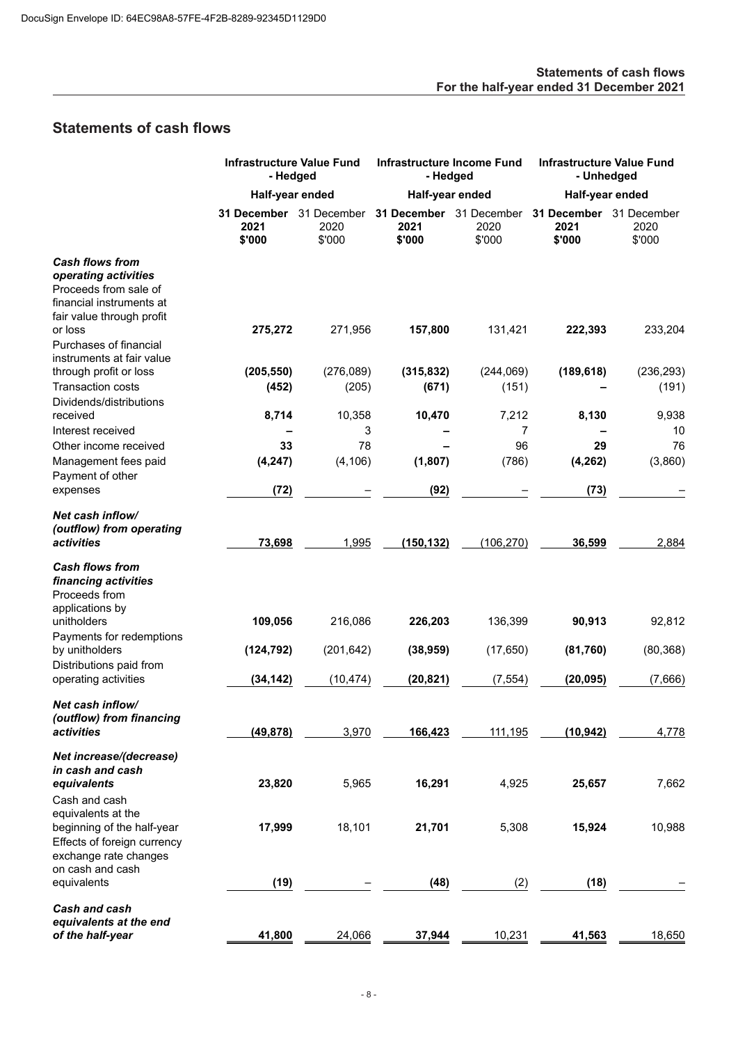# Statements of cash flows

| | Infrastructure Value Fund - Hedged | | Infrastructure Income Fund - Hedged | | Infrastructure Value Fund - Unhedged | |
|---|---|---|---|---|---|---|
| | Half-year ended | | Half-year ended | | Half-year ended | |
| | **31 December 2021 $'000** | 31 December 2020 $'000 | **31 December 2021 $'000** | 31 December 2020 $'000 | **31 December 2021 $'000** | 31 December 2020 $'000 |
| ***Cash flows from operating activities*** | | | | | | |
| Proceeds from sale of financial instruments at fair value through profit or loss | **275,272** | 271,956 | **157,800** | 131,421 | **222,393** | 233,204 |
| Purchases of financial instruments at fair value through profit or loss | **(205,550)** | (276,089) | **(315,832)** | (244,069) | **(189,618)** | (236,293) |
| Transaction costs | **(452)** | (205) | **(671)** | (151) | **–** | (191) |
| Dividends/distributions received | **8,714** | 10,358 | **10,470** | 7,212 | **8,130** | 9,938 |
| Interest received | **–** | 3 | **–** | 7 | **–** | 10 |
| Other income received | **33** | 78 | **–** | 96 | **29** | 76 |
| Management fees paid | **(4,247)** | (4,106) | **(1,807)** | (786) | **(4,262)** | (3,860) |
| Payment of other expenses | **(72)** | – | **(92)** | – | **(73)** | – |
| ***Net cash inflow/ (outflow) from operating activities*** | **73,698** | 1,995 | **(150,132)** | (106,270) | **36,599** | 2,884 |
| ***Cash flows from financing activities*** | | | | | | |
| Proceeds from applications by unitholders | **109,056** | 216,086 | **226,203** | 136,399 | **90,913** | 92,812 |
| Payments for redemptions by unitholders | **(124,792)** | (201,642) | **(38,959)** | (17,650) | **(81,760)** | (80,368) |
| Distributions paid from operating activities | **(34,142)** | (10,474) | **(20,821)** | (7,554) | **(20,095)** | (7,666) |
| ***Net cash inflow/ (outflow) from financing activities*** | **(49,878)** | 3,970 | **166,423** | 111,195 | **(10,942)** | 4,778 |
| ***Net increase/(decrease) in cash and cash equivalents*** | **23,820** | 5,965 | **16,291** | 4,925 | **25,657** | 7,662 |
| Cash and cash equivalents at the beginning of the half-year | **17,999** | 18,101 | **21,701** | 5,308 | **15,924** | 10,988 |
| Effects of foreign currency exchange rate changes on cash and cash equivalents | **(19)** | – | **(48)** | (2) | **(18)** | – |
| ***Cash and cash equivalents at the end of the half-year*** | **41,800** | 24,066 | **37,944** | 10,231 | **41,563** | 18,650 |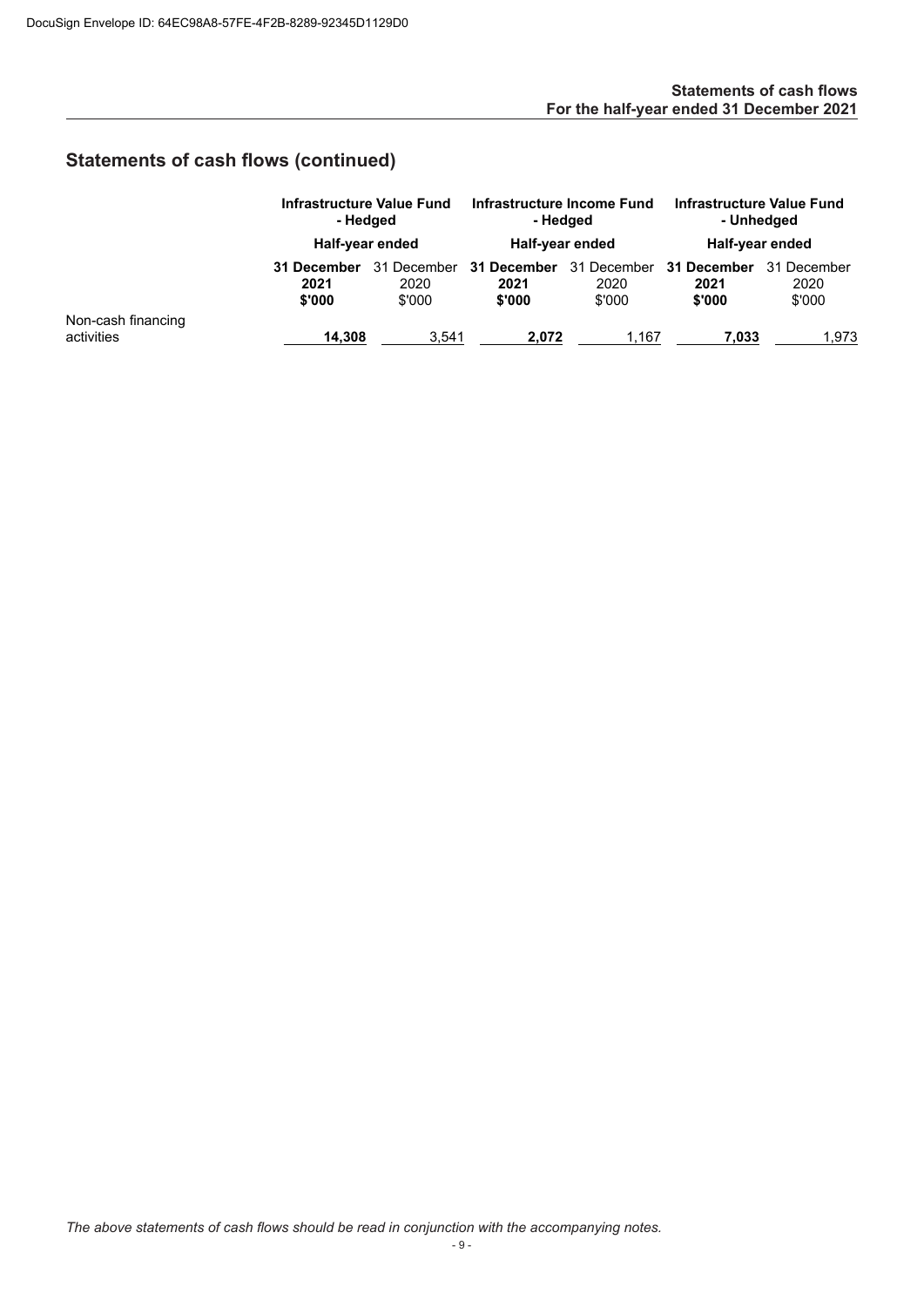## Statements of cash flows (continued)

| | Infrastructure Value Fund - Hedged | | Infrastructure Income Fund - Hedged | | Infrastructure Value Fund - Unhedged | |
|---|---|---|---|---|---|---|
| | Half-year ended | | Half-year ended | | Half-year ended | |
| | **31 December 2021 $'000** | 31 December 2020 $'000 | **31 December 2021 $'000** | 31 December 2020 $'000 | **31 December 2021 $'000** | 31 December 2020 $'000 |
| Non-cash financing activities | **14,308** | 3,541 | **2,072** | 1,167 | **7,033** | 1,973 |

*The above statements of cash flows should be read in conjunction with the accompanying notes.*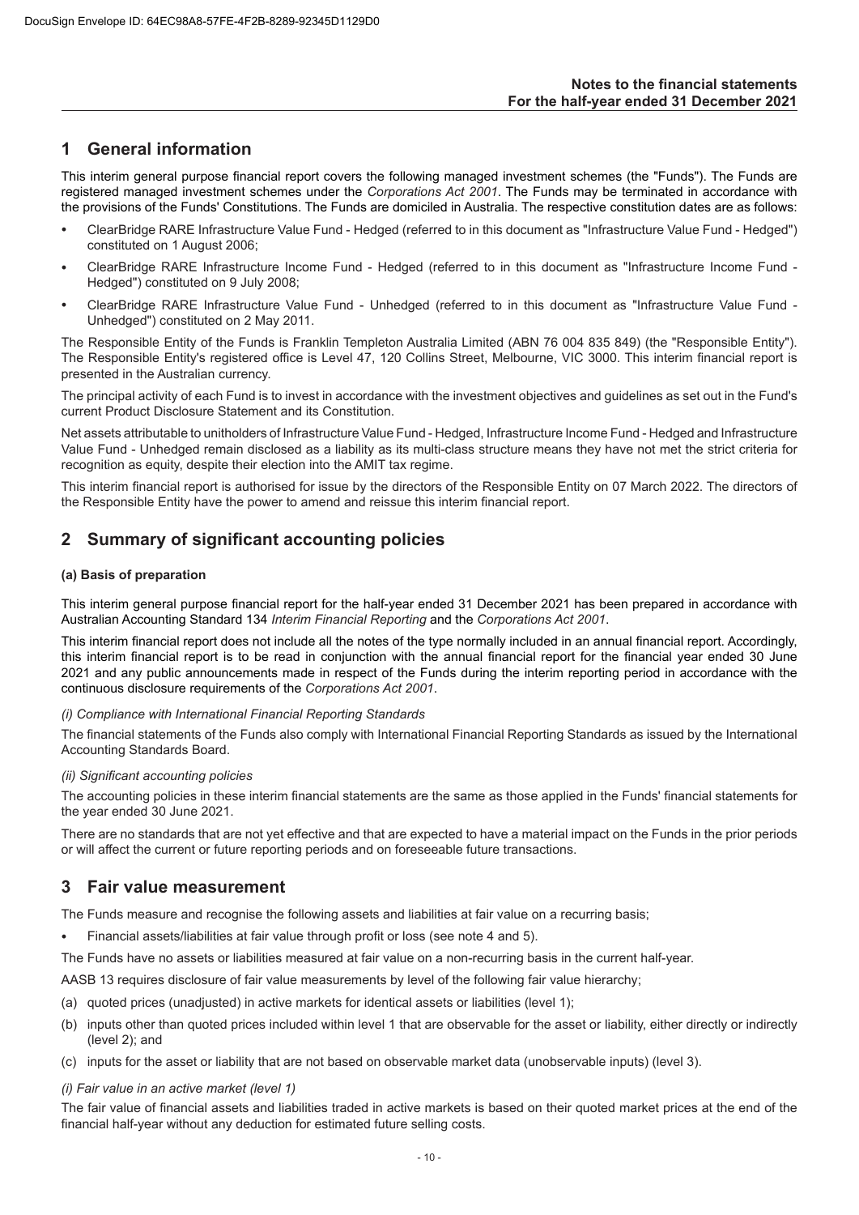# 1 General information

This interim general purpose financial report covers the following managed investment schemes (the "Funds"). The Funds are registered managed investment schemes under the *Corporations Act 2001*. The Funds may be terminated in accordance with the provisions of the Funds' Constitutions. The Funds are domiciled in Australia. The respective constitution dates are as follows:

- ClearBridge RARE Infrastructure Value Fund - Hedged (referred to in this document as "Infrastructure Value Fund - Hedged") constituted on 1 August 2006;
- ClearBridge RARE Infrastructure Income Fund - Hedged (referred to in this document as "Infrastructure Income Fund - Hedged") constituted on 9 July 2008;
- ClearBridge RARE Infrastructure Value Fund - Unhedged (referred to in this document as "Infrastructure Value Fund - Unhedged") constituted on 2 May 2011.

The Responsible Entity of the Funds is Franklin Templeton Australia Limited (ABN 76 004 835 849) (the "Responsible Entity"). The Responsible Entity's registered office is Level 47, 120 Collins Street, Melbourne, VIC 3000. This interim financial report is presented in the Australian currency.

The principal activity of each Fund is to invest in accordance with the investment objectives and guidelines as set out in the Fund's current Product Disclosure Statement and its Constitution.

Net assets attributable to unitholders of Infrastructure Value Fund - Hedged, Infrastructure Income Fund - Hedged and Infrastructure Value Fund - Unhedged remain disclosed as a liability as its multi-class structure means they have not met the strict criteria for recognition as equity, despite their election into the AMIT tax regime.

This interim financial report is authorised for issue by the directors of the Responsible Entity on 07 March 2022. The directors of the Responsible Entity have the power to amend and reissue this interim financial report.

# 2 Summary of significant accounting policies

#### (a) Basis of preparation

This interim general purpose financial report for the half-year ended 31 December 2021 has been prepared in accordance with Australian Accounting Standard 134 *Interim Financial Reporting* and the *Corporations Act 2001*.

This interim financial report does not include all the notes of the type normally included in an annual financial report. Accordingly, this interim financial report is to be read in conjunction with the annual financial report for the financial year ended 30 June 2021 and any public announcements made in respect of the Funds during the interim reporting period in accordance with the continuous disclosure requirements of the *Corporations Act 2001*.

*(i) Compliance with International Financial Reporting Standards*

The financial statements of the Funds also comply with International Financial Reporting Standards as issued by the International Accounting Standards Board.

*(ii) Significant accounting policies*

The accounting policies in these interim financial statements are the same as those applied in the Funds' financial statements for the year ended 30 June 2021.

There are no standards that are not yet effective and that are expected to have a material impact on the Funds in the prior periods or will affect the current or future reporting periods and on foreseeable future transactions.

# 3 Fair value measurement

The Funds measure and recognise the following assets and liabilities at fair value on a recurring basis;

- Financial assets/liabilities at fair value through profit or loss (see note 4 and 5).

The Funds have no assets or liabilities measured at fair value on a non-recurring basis in the current half-year.

AASB 13 requires disclosure of fair value measurements by level of the following fair value hierarchy;

(a) quoted prices (unadjusted) in active markets for identical assets or liabilities (level 1);

(b) inputs other than quoted prices included within level 1 that are observable for the asset or liability, either directly or indirectly (level 2); and

(c) inputs for the asset or liability that are not based on observable market data (unobservable inputs) (level 3).

*(i) Fair value in an active market (level 1)*

The fair value of financial assets and liabilities traded in active markets is based on their quoted market prices at the end of the financial half-year without any deduction for estimated future selling costs.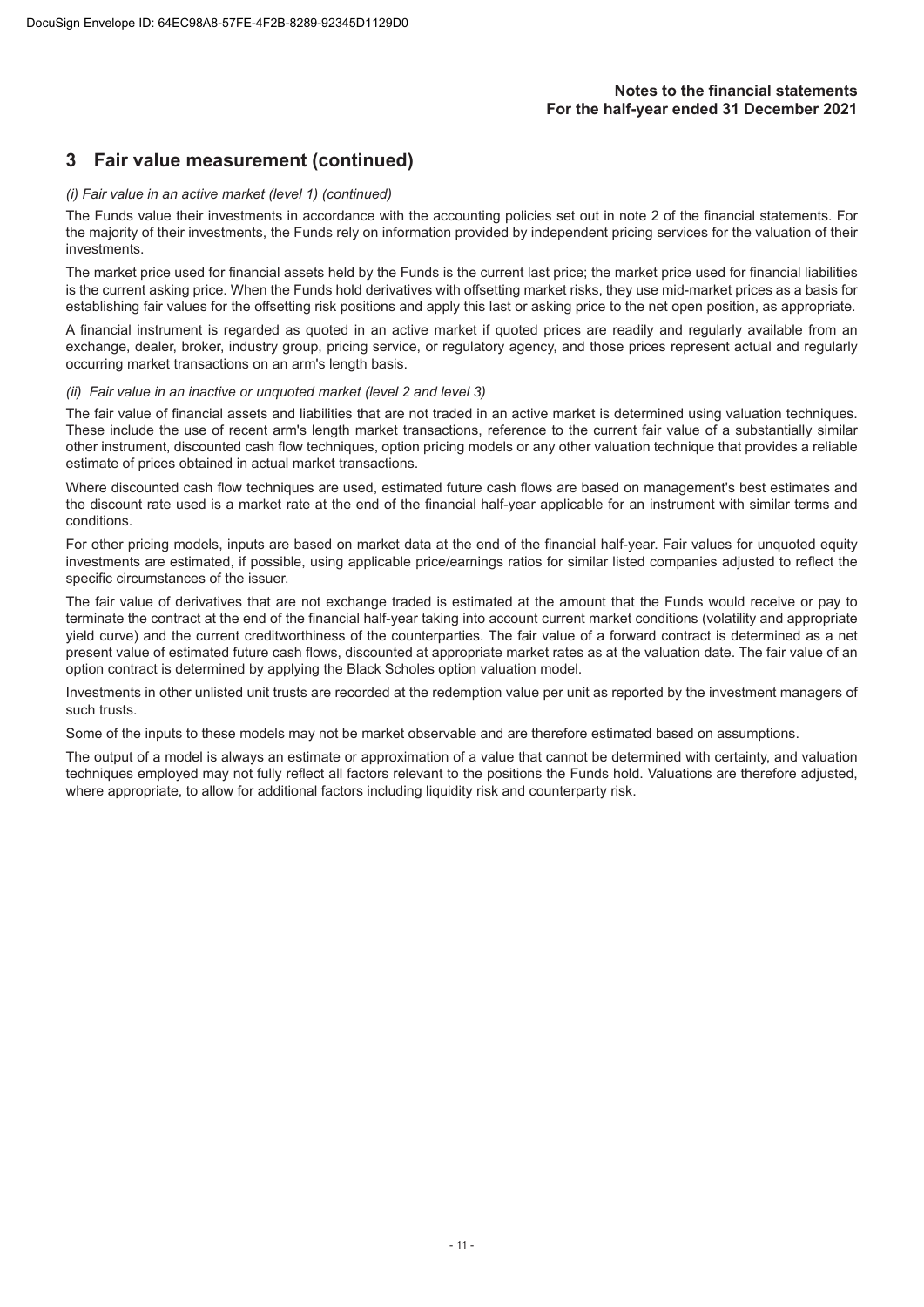## 3 Fair value measurement (continued)

*(i) Fair value in an active market (level 1) (continued)*

The Funds value their investments in accordance with the accounting policies set out in note 2 of the financial statements. For the majority of their investments, the Funds rely on information provided by independent pricing services for the valuation of their investments.

The market price used for financial assets held by the Funds is the current last price; the market price used for financial liabilities is the current asking price. When the Funds hold derivatives with offsetting market risks, they use mid-market prices as a basis for establishing fair values for the offsetting risk positions and apply this last or asking price to the net open position, as appropriate.

A financial instrument is regarded as quoted in an active market if quoted prices are readily and regularly available from an exchange, dealer, broker, industry group, pricing service, or regulatory agency, and those prices represent actual and regularly occurring market transactions on an arm's length basis.

*(ii) Fair value in an inactive or unquoted market (level 2 and level 3)*

The fair value of financial assets and liabilities that are not traded in an active market is determined using valuation techniques. These include the use of recent arm's length market transactions, reference to the current fair value of a substantially similar other instrument, discounted cash flow techniques, option pricing models or any other valuation technique that provides a reliable estimate of prices obtained in actual market transactions.

Where discounted cash flow techniques are used, estimated future cash flows are based on management's best estimates and the discount rate used is a market rate at the end of the financial half-year applicable for an instrument with similar terms and conditions.

For other pricing models, inputs are based on market data at the end of the financial half-year. Fair values for unquoted equity investments are estimated, if possible, using applicable price/earnings ratios for similar listed companies adjusted to reflect the specific circumstances of the issuer.

The fair value of derivatives that are not exchange traded is estimated at the amount that the Funds would receive or pay to terminate the contract at the end of the financial half-year taking into account current market conditions (volatility and appropriate yield curve) and the current creditworthiness of the counterparties. The fair value of a forward contract is determined as a net present value of estimated future cash flows, discounted at appropriate market rates as at the valuation date. The fair value of an option contract is determined by applying the Black Scholes option valuation model.

Investments in other unlisted unit trusts are recorded at the redemption value per unit as reported by the investment managers of such trusts.

Some of the inputs to these models may not be market observable and are therefore estimated based on assumptions.

The output of a model is always an estimate or approximation of a value that cannot be determined with certainty, and valuation techniques employed may not fully reflect all factors relevant to the positions the Funds hold. Valuations are therefore adjusted, where appropriate, to allow for additional factors including liquidity risk and counterparty risk.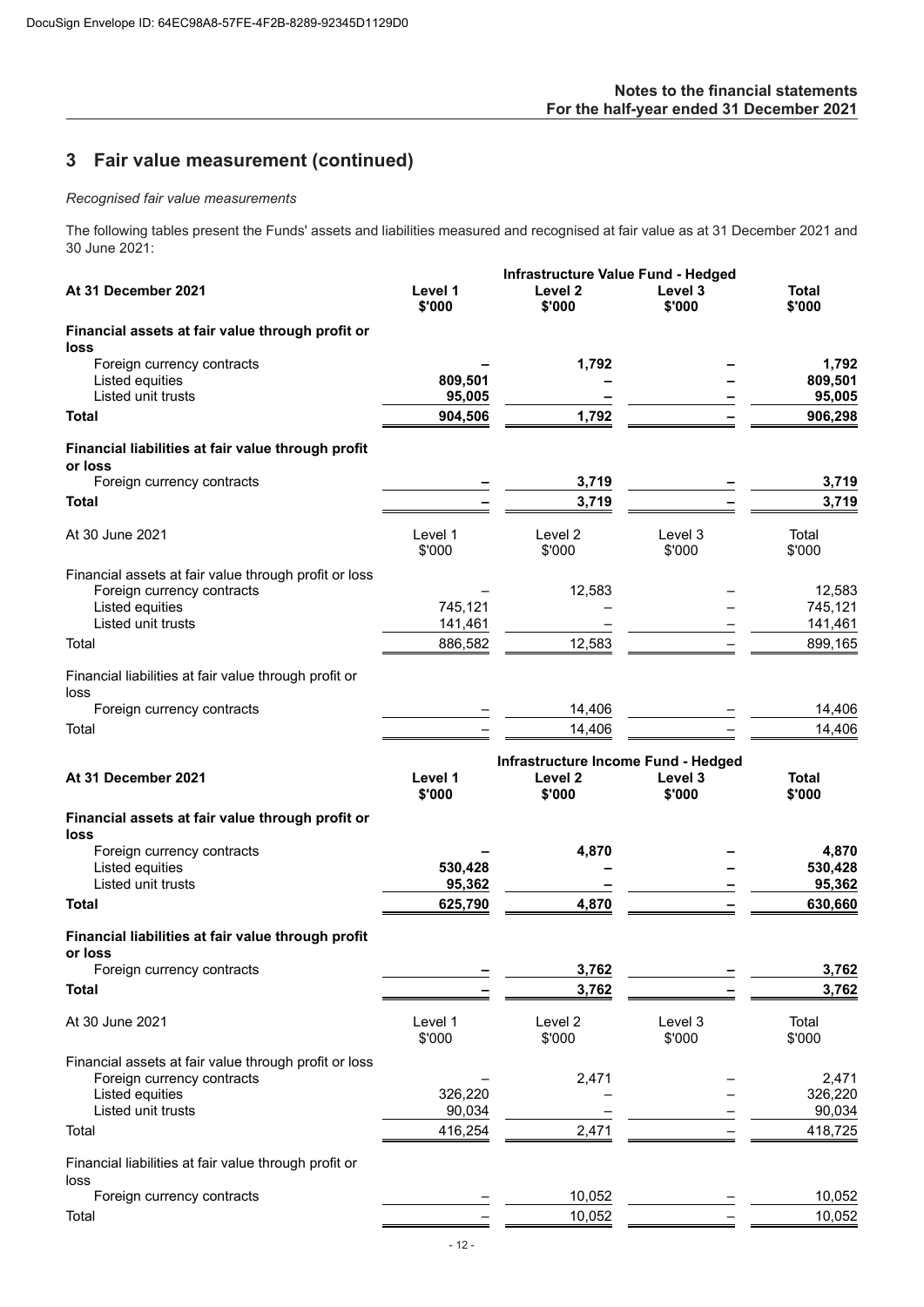## 3 Fair value measurement (continued)

*Recognised fair value measurements*

The following tables present the Funds' assets and liabilities measured and recognised at fair value as at 31 December 2021 and 30 June 2021:

| | Infrastructure Value Fund - Hedged | | | |
|---|---|---|---|---|
| **At 31 December 2021** | **Level 1 $'000** | **Level 2 $'000** | **Level 3 $'000** | **Total $'000** |
| **Financial assets at fair value through profit or loss** | | | | |
| Foreign currency contracts | **–** | **1,792** | **–** | **1,792** |
| Listed equities | **809,501** | **–** | **–** | **809,501** |
| Listed unit trusts | **95,005** | **–** | **–** | **95,005** |
| **Total** | **904,506** | **1,792** | **–** | **906,298** |
| **Financial liabilities at fair value through profit or loss** | | | | |
| Foreign currency contracts | **–** | **3,719** | **–** | **3,719** |
| **Total** | **–** | **3,719** | **–** | **3,719** |

| At 30 June 2021 | Level 1 $'000 | Level 2 $'000 | Level 3 $'000 | Total $'000 |
|---|---|---|---|---|
| Financial assets at fair value through profit or loss | | | | |
| Foreign currency contracts | – | 12,583 | – | 12,583 |
| Listed equities | 745,121 | – | – | 745,121 |
| Listed unit trusts | 141,461 | – | – | 141,461 |
| Total | 886,582 | 12,583 | – | 899,165 |
| Financial liabilities at fair value through profit or loss | | | | |
| Foreign currency contracts | – | 14,406 | – | 14,406 |
| Total | – | 14,406 | – | 14,406 |

| | Infrastructure Income Fund - Hedged | | | |
|---|---|---|---|---|
| **At 31 December 2021** | **Level 1 $'000** | **Level 2 $'000** | **Level 3 $'000** | **Total $'000** |
| **Financial assets at fair value through profit or loss** | | | | |
| Foreign currency contracts | **–** | **4,870** | **–** | **4,870** |
| Listed equities | **530,428** | **–** | **–** | **530,428** |
| Listed unit trusts | **95,362** | **–** | **–** | **95,362** |
| **Total** | **625,790** | **4,870** | **–** | **630,660** |
| **Financial liabilities at fair value through profit or loss** | | | | |
| Foreign currency contracts | **–** | **3,762** | **–** | **3,762** |
| **Total** | **–** | **3,762** | **–** | **3,762** |

| At 30 June 2021 | Level 1 $'000 | Level 2 $'000 | Level 3 $'000 | Total $'000 |
|---|---|---|---|---|
| Financial assets at fair value through profit or loss | | | | |
| Foreign currency contracts | – | 2,471 | – | 2,471 |
| Listed equities | 326,220 | – | – | 326,220 |
| Listed unit trusts | 90,034 | – | – | 90,034 |
| Total | 416,254 | 2,471 | – | 418,725 |
| Financial liabilities at fair value through profit or loss | | | | |
| Foreign currency contracts | – | 10,052 | – | 10,052 |
| Total | – | 10,052 | – | 10,052 |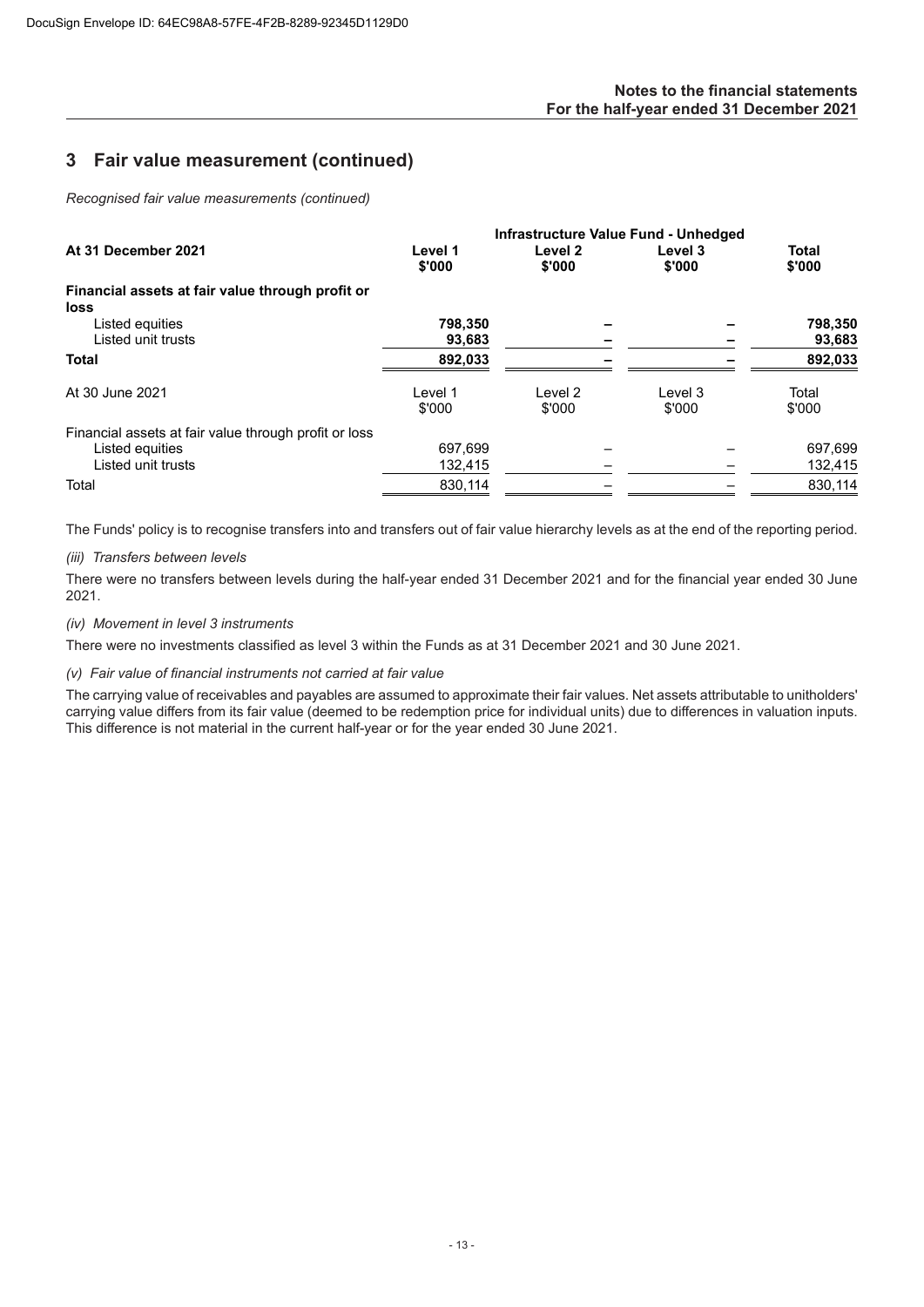## 3 Fair value measurement (continued)

*Recognised fair value measurements (continued)*

| | Infrastructure Value Fund - Unhedged | | | |
|---|---|---|---|---|
| **At 31 December 2021** | **Level 1 $'000** | **Level 2 $'000** | **Level 3 $'000** | **Total $'000** |
| **Financial assets at fair value through profit or loss** | | | | |
| Listed equities | **798,350** | **–** | **–** | **798,350** |
| Listed unit trusts | **93,683** | **–** | **–** | **93,683** |
| **Total** | **892,033** | **–** | **–** | **892,033** |
| At 30 June 2021 | Level 1 $'000 | Level 2 $'000 | Level 3 $'000 | Total $'000 |
| Financial assets at fair value through profit or loss | | | | |
| Listed equities | 697,699 | – | – | 697,699 |
| Listed unit trusts | 132,415 | – | – | 132,415 |
| Total | 830,114 | – | – | 830,114 |

The Funds' policy is to recognise transfers into and transfers out of fair value hierarchy levels as at the end of the reporting period.

*(iii) Transfers between levels*

There were no transfers between levels during the half-year ended 31 December 2021 and for the financial year ended 30 June 2021.

*(iv) Movement in level 3 instruments*

There were no investments classified as level 3 within the Funds as at 31 December 2021 and 30 June 2021.

*(v) Fair value of financial instruments not carried at fair value*

The carrying value of receivables and payables are assumed to approximate their fair values. Net assets attributable to unitholders' carrying value differs from its fair value (deemed to be redemption price for individual units) due to differences in valuation inputs. This difference is not material in the current half-year or for the year ended 30 June 2021.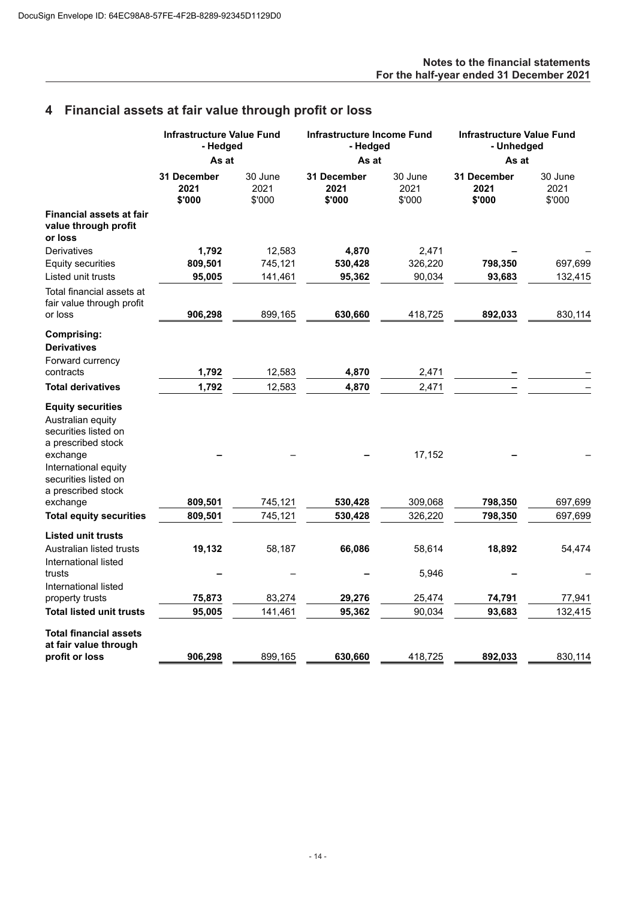## 4 Financial assets at fair value through profit or loss

| | Infrastructure Value Fund - Hedged | | Infrastructure Income Fund - Hedged | | Infrastructure Value Fund - Unhedged | |
|---|---|---|---|---|---|---|
| | As at | | As at | | As at | |
| | **31 December 2021 $'000** | 30 June 2021 $'000 | **31 December 2021 $'000** | 30 June 2021 $'000 | **31 December 2021 $'000** | 30 June 2021 $'000 |
| **Financial assets at fair value through profit or loss** | | | | | | |
| Derivatives | **1,792** | 12,583 | **4,870** | 2,471 | **–** | – |
| Equity securities | **809,501** | 745,121 | **530,428** | 326,220 | **798,350** | 697,699 |
| Listed unit trusts | **95,005** | 141,461 | **95,362** | 90,034 | **93,683** | 132,415 |
| Total financial assets at fair value through profit or loss | **906,298** | 899,165 | **630,660** | 418,725 | **892,033** | 830,114 |
| **Comprising:** | | | | | | |
| **Derivatives** | | | | | | |
| Forward currency contracts | **1,792** | 12,583 | **4,870** | 2,471 | **–** | – |
| **Total derivatives** | **1,792** | 12,583 | **4,870** | 2,471 | **–** | – |
| **Equity securities** | | | | | | |
| Australian equity securities listed on a prescribed stock exchange | **–** | – | **–** | 17,152 | **–** | – |
| International equity securities listed on a prescribed stock exchange | **809,501** | 745,121 | **530,428** | 309,068 | **798,350** | 697,699 |
| **Total equity securities** | **809,501** | 745,121 | **530,428** | 326,220 | **798,350** | 697,699 |
| **Listed unit trusts** | | | | | | |
| Australian listed trusts | **19,132** | 58,187 | **66,086** | 58,614 | **18,892** | 54,474 |
| International listed trusts | **–** | – | **–** | 5,946 | **–** | – |
| International listed property trusts | **75,873** | 83,274 | **29,276** | 25,474 | **74,791** | 77,941 |
| **Total listed unit trusts** | **95,005** | 141,461 | **95,362** | 90,034 | **93,683** | 132,415 |
| **Total financial assets at fair value through profit or loss** | **906,298** | 899,165 | **630,660** | 418,725 | **892,033** | 830,114 |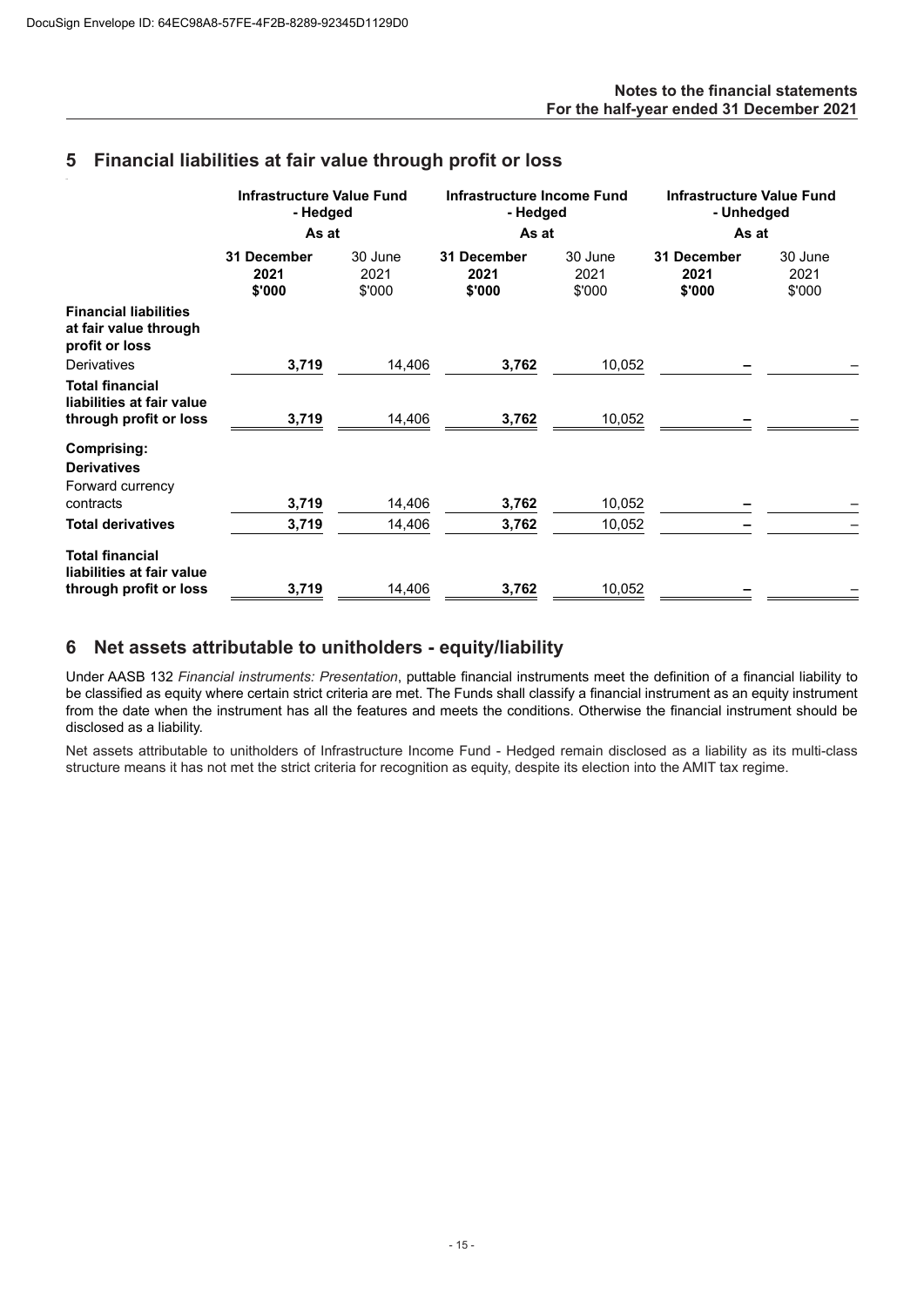## 5 Financial liabilities at fair value through profit or loss

| | Infrastructure Value Fund - Hedged | | Infrastructure Income Fund - Hedged | | Infrastructure Value Fund - Unhedged | |
|---|---|---|---|---|---|---|
| | As at | | As at | | As at | |
| | **31 December 2021 $'000** | 30 June 2021 $'000 | **31 December 2021 $'000** | 30 June 2021 $'000 | **31 December 2021 $'000** | 30 June 2021 $'000 |
| **Financial liabilities at fair value through profit or loss** | | | | | | |
| Derivatives | **3,719** | 14,406 | **3,762** | 10,052 | **–** | – |
| **Total financial liabilities at fair value through profit or loss** | **3,719** | 14,406 | **3,762** | 10,052 | **–** | – |
| **Comprising:** | | | | | | |
| **Derivatives** | | | | | | |
| Forward currency contracts | **3,719** | 14,406 | **3,762** | 10,052 | **–** | – |
| **Total derivatives** | **3,719** | 14,406 | **3,762** | 10,052 | **–** | – |
| **Total financial liabilities at fair value through profit or loss** | **3,719** | 14,406 | **3,762** | 10,052 | **–** | – |

## 6 Net assets attributable to unitholders - equity/liability

Under AASB 132 *Financial instruments: Presentation*, puttable financial instruments meet the definition of a financial liability to be classified as equity where certain strict criteria are met. The Funds shall classify a financial instrument as an equity instrument from the date when the instrument has all the features and meets the conditions. Otherwise the financial instrument should be disclosed as a liability.

Net assets attributable to unitholders of Infrastructure Income Fund - Hedged remain disclosed as a liability as its multi-class structure means it has not met the strict criteria for recognition as equity, despite its election into the AMIT tax regime.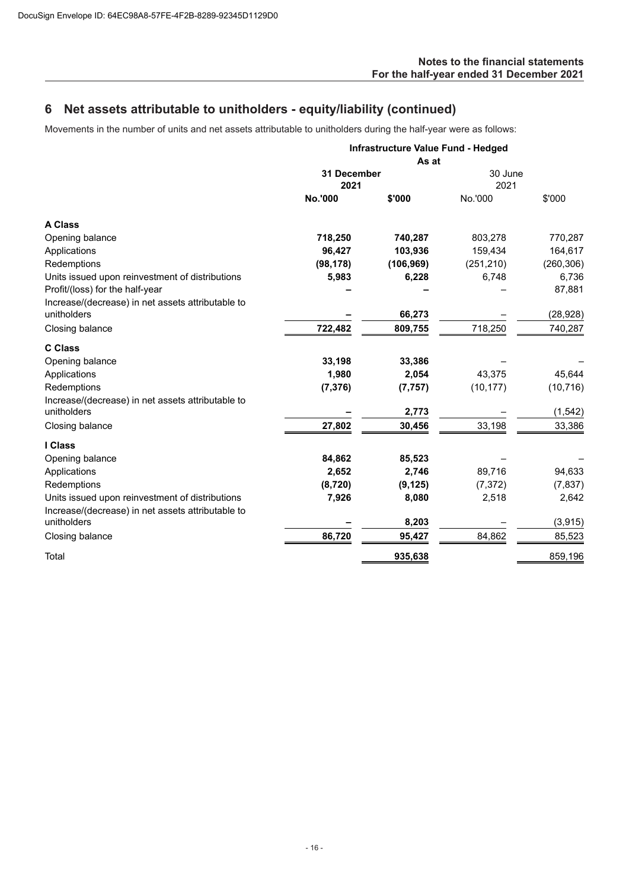## 6 Net assets attributable to unitholders - equity/liability (continued)

Movements in the number of units and net assets attributable to unitholders during the half-year were as follows:

| | Infrastructure Value Fund - Hedged | | | |
|---|---|---|---|---|
| | As at | | | |
| | **31 December 2021** | | 30 June 2021 | |
| | **No.'000** | **\$'000** | No.'000 | \$'000 |
| **A Class** | | | | |
| Opening balance | **718,250** | **740,287** | 803,278 | 770,287 |
| Applications | **96,427** | **103,936** | 159,434 | 164,617 |
| Redemptions | **(98,178)** | **(106,969)** | (251,210) | (260,306) |
| Units issued upon reinvestment of distributions | **5,983** | **6,228** | 6,748 | 6,736 |
| Profit/(loss) for the half-year | **–** | **–** | – | 87,881 |
| Increase/(decrease) in net assets attributable to unitholders | **–** | **66,273** | – | (28,928) |
| Closing balance | **722,482** | **809,755** | 718,250 | 740,287 |
| **C Class** | | | | |
| Opening balance | **33,198** | **33,386** | – | – |
| Applications | **1,980** | **2,054** | 43,375 | 45,644 |
| Redemptions | **(7,376)** | **(7,757)** | (10,177) | (10,716) |
| Increase/(decrease) in net assets attributable to unitholders | **–** | **2,773** | – | (1,542) |
| Closing balance | **27,802** | **30,456** | 33,198 | 33,386 |
| **I Class** | | | | |
| Opening balance | **84,862** | **85,523** | – | – |
| Applications | **2,652** | **2,746** | 89,716 | 94,633 |
| Redemptions | **(8,720)** | **(9,125)** | (7,372) | (7,837) |
| Units issued upon reinvestment of distributions | **7,926** | **8,080** | 2,518 | 2,642 |
| Increase/(decrease) in net assets attributable to unitholders | **–** | **8,203** | – | (3,915) |
| Closing balance | **86,720** | **95,427** | 84,862 | 85,523 |
| Total | | **935,638** | | 859,196 |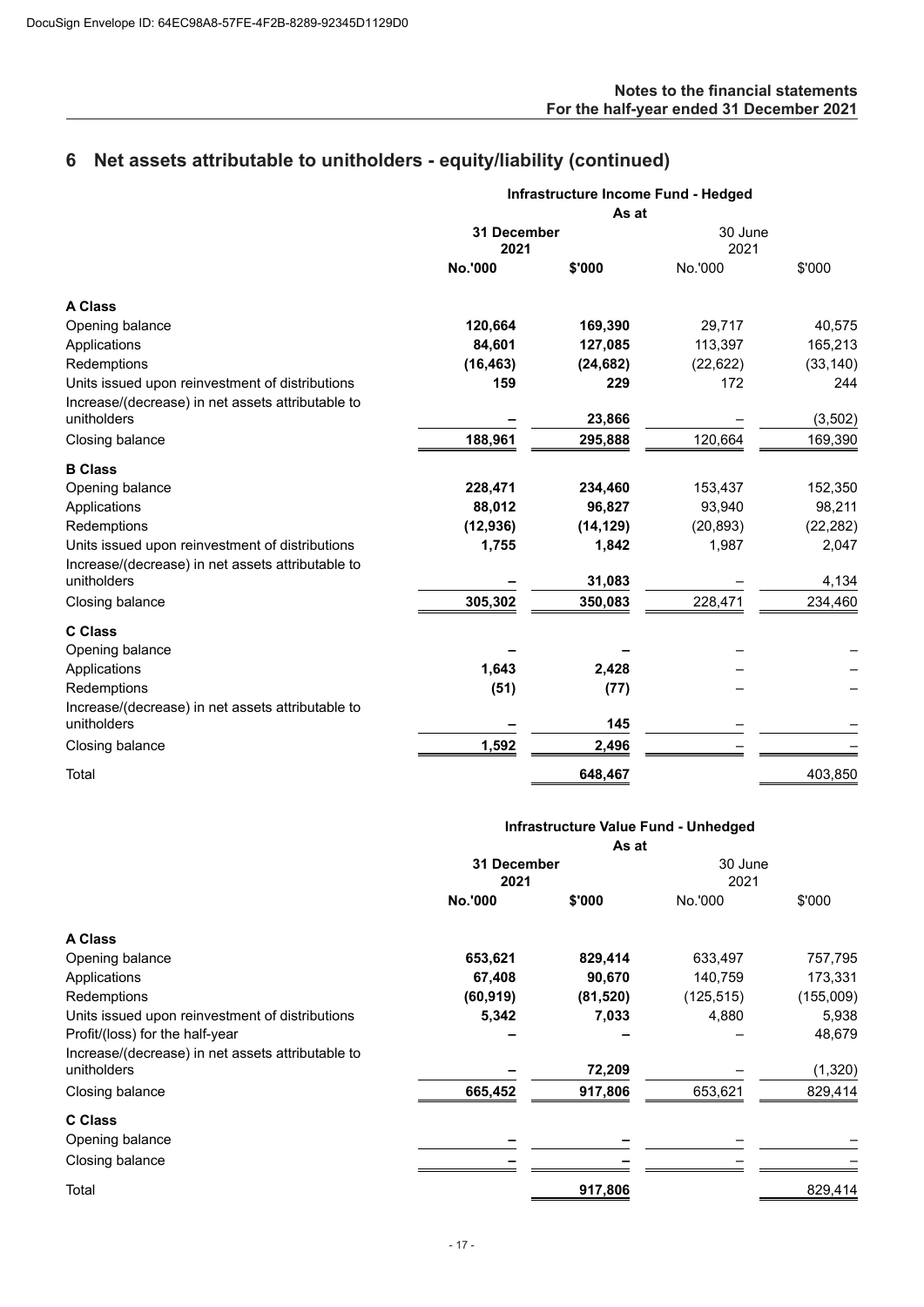# 6 Net assets attributable to unitholders - equity/liability (continued)

| | Infrastructure Income Fund - Hedged | | | |
|---|---|---|---|---|
| | As at | | | |
| | **31 December 2021** | | 30 June 2021 | |
| | **No.'000** | **$'000** | No.'000 | $'000 |
| **A Class** | | | | |
| Opening balance | **120,664** | **169,390** | 29,717 | 40,575 |
| Applications | **84,601** | **127,085** | 113,397 | 165,213 |
| Redemptions | **(16,463)** | **(24,682)** | (22,622) | (33,140) |
| Units issued upon reinvestment of distributions | **159** | **229** | 172 | 244 |
| Increase/(decrease) in net assets attributable to unitholders | **–** | **23,866** | – | (3,502) |
| Closing balance | **188,961** | **295,888** | 120,664 | 169,390 |
| **B Class** | | | | |
| Opening balance | **228,471** | **234,460** | 153,437 | 152,350 |
| Applications | **88,012** | **96,827** | 93,940 | 98,211 |
| Redemptions | **(12,936)** | **(14,129)** | (20,893) | (22,282) |
| Units issued upon reinvestment of distributions | **1,755** | **1,842** | 1,987 | 2,047 |
| Increase/(decrease) in net assets attributable to unitholders | **–** | **31,083** | – | 4,134 |
| Closing balance | **305,302** | **350,083** | 228,471 | 234,460 |
| **C Class** | | | | |
| Opening balance | **–** | **–** | – | – |
| Applications | **1,643** | **2,428** | – | – |
| Redemptions | **(51)** | **(77)** | – | – |
| Increase/(decrease) in net assets attributable to unitholders | **–** | **145** | – | – |
| Closing balance | **1,592** | **2,496** | – | – |
| Total | | **648,467** | | 403,850 |

| | Infrastructure Value Fund - Unhedged | | | |
|---|---|---|---|---|
| | As at | | | |
| | **31 December 2021** | | 30 June 2021 | |
| | **No.'000** | **$'000** | No.'000 | $'000 |
| **A Class** | | | | |
| Opening balance | **653,621** | **829,414** | 633,497 | 757,795 |
| Applications | **67,408** | **90,670** | 140,759 | 173,331 |
| Redemptions | **(60,919)** | **(81,520)** | (125,515) | (155,009) |
| Units issued upon reinvestment of distributions | **5,342** | **7,033** | 4,880 | 5,938 |
| Profit/(loss) for the half-year | **–** | **–** | – | 48,679 |
| Increase/(decrease) in net assets attributable to unitholders | **–** | **72,209** | – | (1,320) |
| Closing balance | **665,452** | **917,806** | 653,621 | 829,414 |
| **C Class** | | | | |
| Opening balance | **–** | **–** | – | – |
| Closing balance | **–** | **–** | – | – |
| Total | | **917,806** | | 829,414 |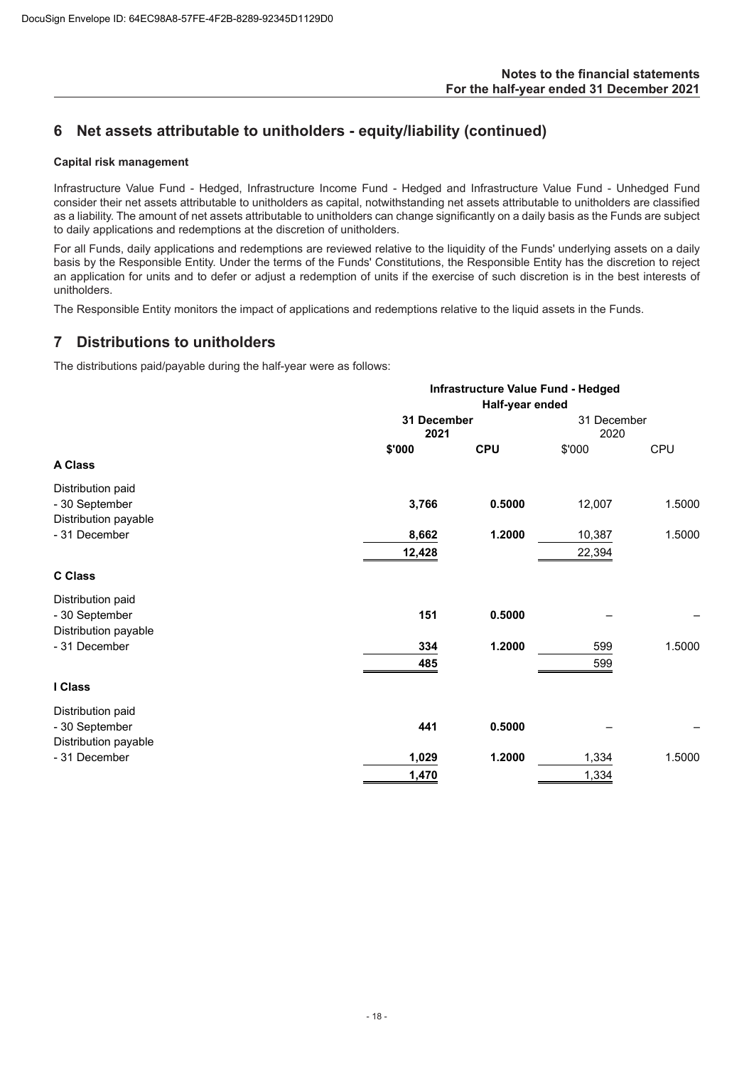## 6 Net assets attributable to unitholders - equity/liability (continued)

**Capital risk management**

Infrastructure Value Fund - Hedged, Infrastructure Income Fund - Hedged and Infrastructure Value Fund - Unhedged Fund consider their net assets attributable to unitholders as capital, notwithstanding net assets attributable to unitholders are classified as a liability. The amount of net assets attributable to unitholders can change significantly on a daily basis as the Funds are subject to daily applications and redemptions at the discretion of unitholders.

For all Funds, daily applications and redemptions are reviewed relative to the liquidity of the Funds' underlying assets on a daily basis by the Responsible Entity. Under the terms of the Funds' Constitutions, the Responsible Entity has the discretion to reject an application for units and to defer or adjust a redemption of units if the exercise of such discretion is in the best interests of unitholders.

The Responsible Entity monitors the impact of applications and redemptions relative to the liquid assets in the Funds.

## 7 Distributions to unitholders

The distributions paid/payable during the half-year were as follows:

| | **Infrastructure Value Fund - Hedged** | | | |
|---|---|---|---|---|
| | **Half-year ended** | | | |
| | **31 December 2021** | | 31 December 2020 | |
| | **$'000** | **CPU** | $'000 | CPU |
| **A Class** | | | | |
| Distribution paid | | | | |
| - 30 September | **3,766** | **0.5000** | 12,007 | 1.5000 |
| Distribution payable | | | | |
| - 31 December | **8,662** | **1.2000** | 10,387 | 1.5000 |
| | **12,428** | | 22,394 | |
| **C Class** | | | | |
| Distribution paid | | | | |
| - 30 September | **151** | **0.5000** | – | – |
| Distribution payable | | | | |
| - 31 December | **334** | **1.2000** | 599 | 1.5000 |
| | **485** | | 599 | |
| **I Class** | | | | |
| Distribution paid | | | | |
| - 30 September | **441** | **0.5000** | – | – |
| Distribution payable | | | | |
| - 31 December | **1,029** | **1.2000** | 1,334 | 1.5000 |
| | **1,470** | | 1,334 | |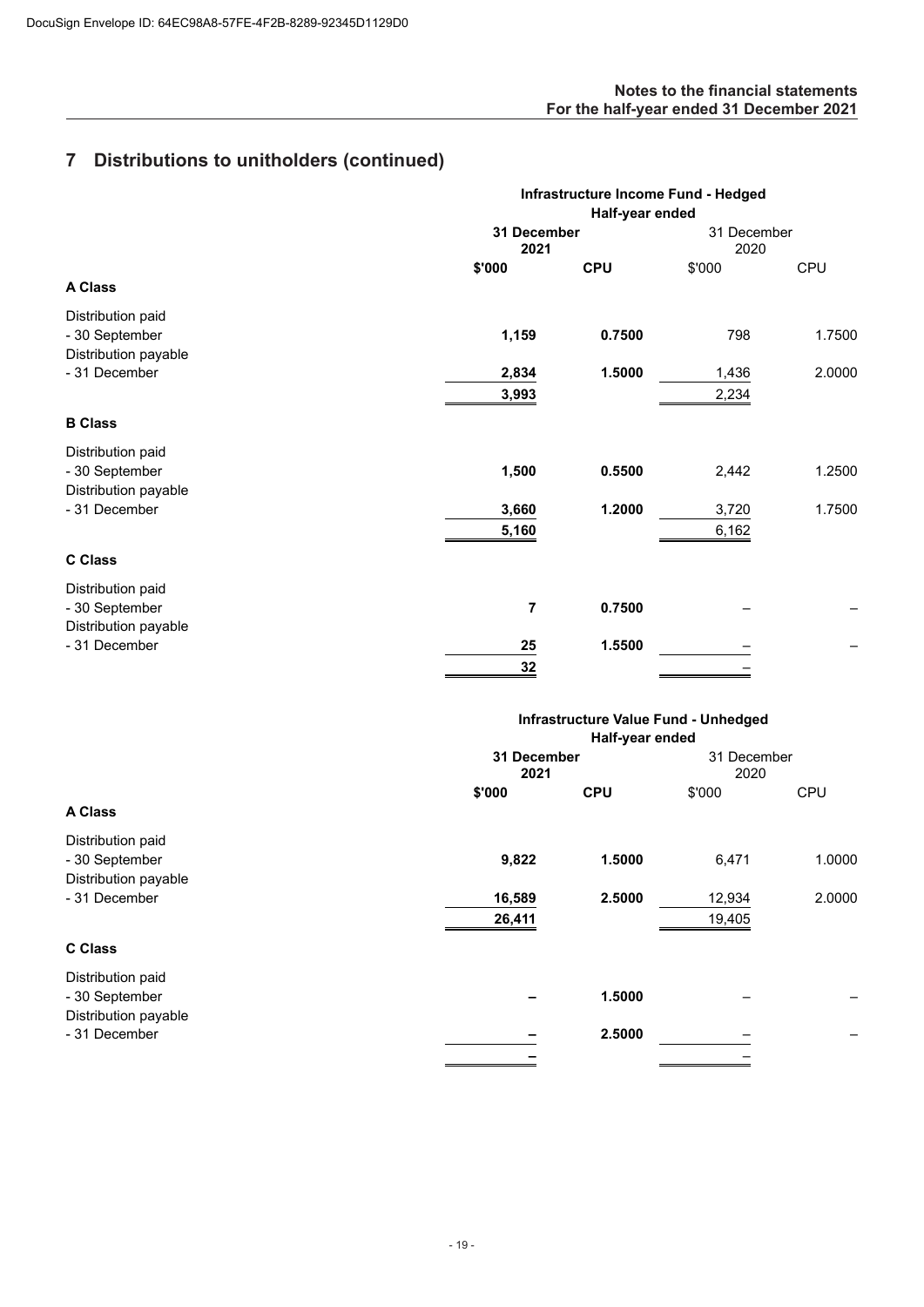# 7 Distributions to unitholders (continued)

| | **Infrastructure Income Fund - Hedged** | | | |
|---|---|---|---|---|
| | **Half-year ended** | | | |
| | **31 December 2021** | | 31 December 2020 | |
| | **$'000** | **CPU** | $'000 | CPU |
| **A Class** | | | | |
| Distribution paid | | | | |
| - 30 September | **1,159** | **0.7500** | 798 | 1.7500 |
| Distribution payable | | | | |
| - 31 December | **2,834** | **1.5000** | 1,436 | 2.0000 |
| | **3,993** | | 2,234 | |
| **B Class** | | | | |
| Distribution paid | | | | |
| - 30 September | **1,500** | **0.5500** | 2,442 | 1.2500 |
| Distribution payable | | | | |
| - 31 December | **3,660** | **1.2000** | 3,720 | 1.7500 |
| | **5,160** | | 6,162 | |
| **C Class** | | | | |
| Distribution paid | | | | |
| - 30 September | **7** | **0.7500** | – | – |
| Distribution payable | | | | |
| - 31 December | **25** | **1.5500** | – | – |
| | **32** | | – | |

| | **Infrastructure Value Fund - Unhedged** | | | |
|---|---|---|---|---|
| | **Half-year ended** | | | |
| | **31 December 2021** | | 31 December 2020 | |
| | **$'000** | **CPU** | $'000 | CPU |
| **A Class** | | | | |
| Distribution paid | | | | |
| - 30 September | **9,822** | **1.5000** | 6,471 | 1.0000 |
| Distribution payable | | | | |
| - 31 December | **16,589** | **2.5000** | 12,934 | 2.0000 |
| | **26,411** | | 19,405 | |
| **C Class** | | | | |
| Distribution paid | | | | |
| - 30 September | **–** | **1.5000** | – | – |
| Distribution payable | | | | |
| - 31 December | **–** | **2.5000** | – | – |
| | **–** | | – | |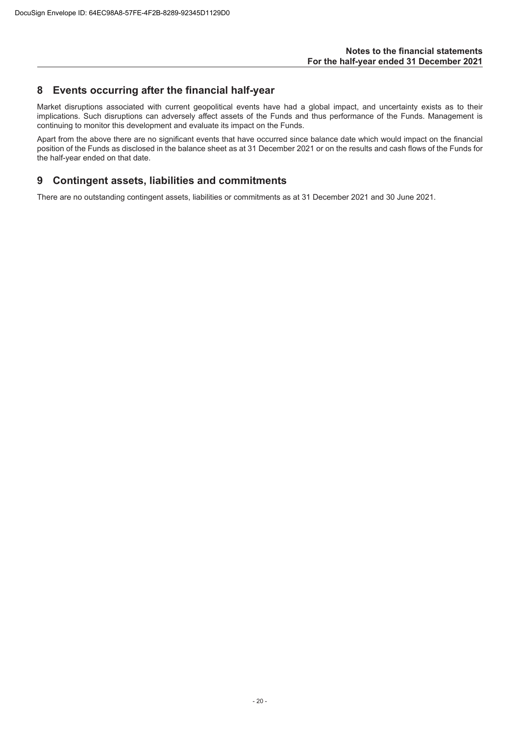## 8 Events occurring after the financial half-year

Market disruptions associated with current geopolitical events have had a global impact, and uncertainty exists as to their implications. Such disruptions can adversely affect assets of the Funds and thus performance of the Funds. Management is continuing to monitor this development and evaluate its impact on the Funds.

Apart from the above there are no significant events that have occurred since balance date which would impact on the financial position of the Funds as disclosed in the balance sheet as at 31 December 2021 or on the results and cash flows of the Funds for the half-year ended on that date.

## 9 Contingent assets, liabilities and commitments

There are no outstanding contingent assets, liabilities or commitments as at 31 December 2021 and 30 June 2021.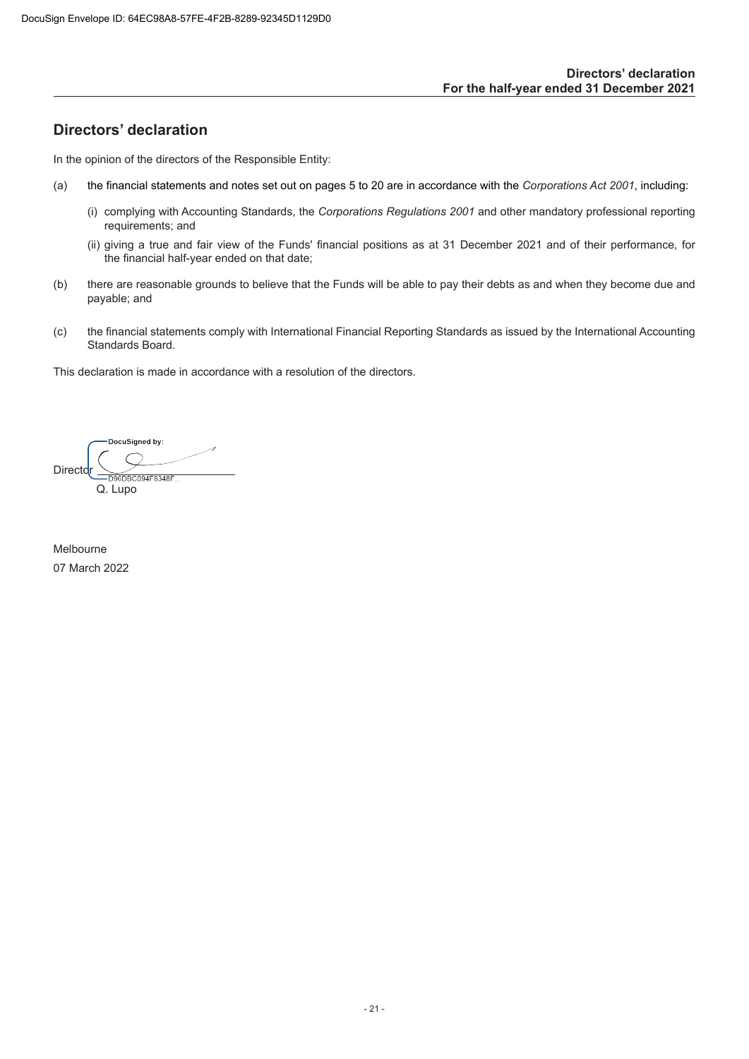## Directors' declaration

In the opinion of the directors of the Responsible Entity:

(a) the financial statements and notes set out on pages 5 to 20 are in accordance with the *Corporations Act 2001*, including:

   (i) complying with Accounting Standards, the *Corporations Regulations 2001* and other mandatory professional reporting requirements; and

   (ii) giving a true and fair view of the Funds' financial positions as at 31 December 2021 and of their performance, for the financial half-year ended on that date;

(b) there are reasonable grounds to believe that the Funds will be able to pay their debts as and when they become due and payable; and

(c) the financial statements comply with International Financial Reporting Standards as issued by the International Accounting Standards Board.

This declaration is made in accordance with a resolution of the directors.

DocuSigned by:

Director

D96DBC094F8348F...

Q. Lupo

Melbourne

07 March 2022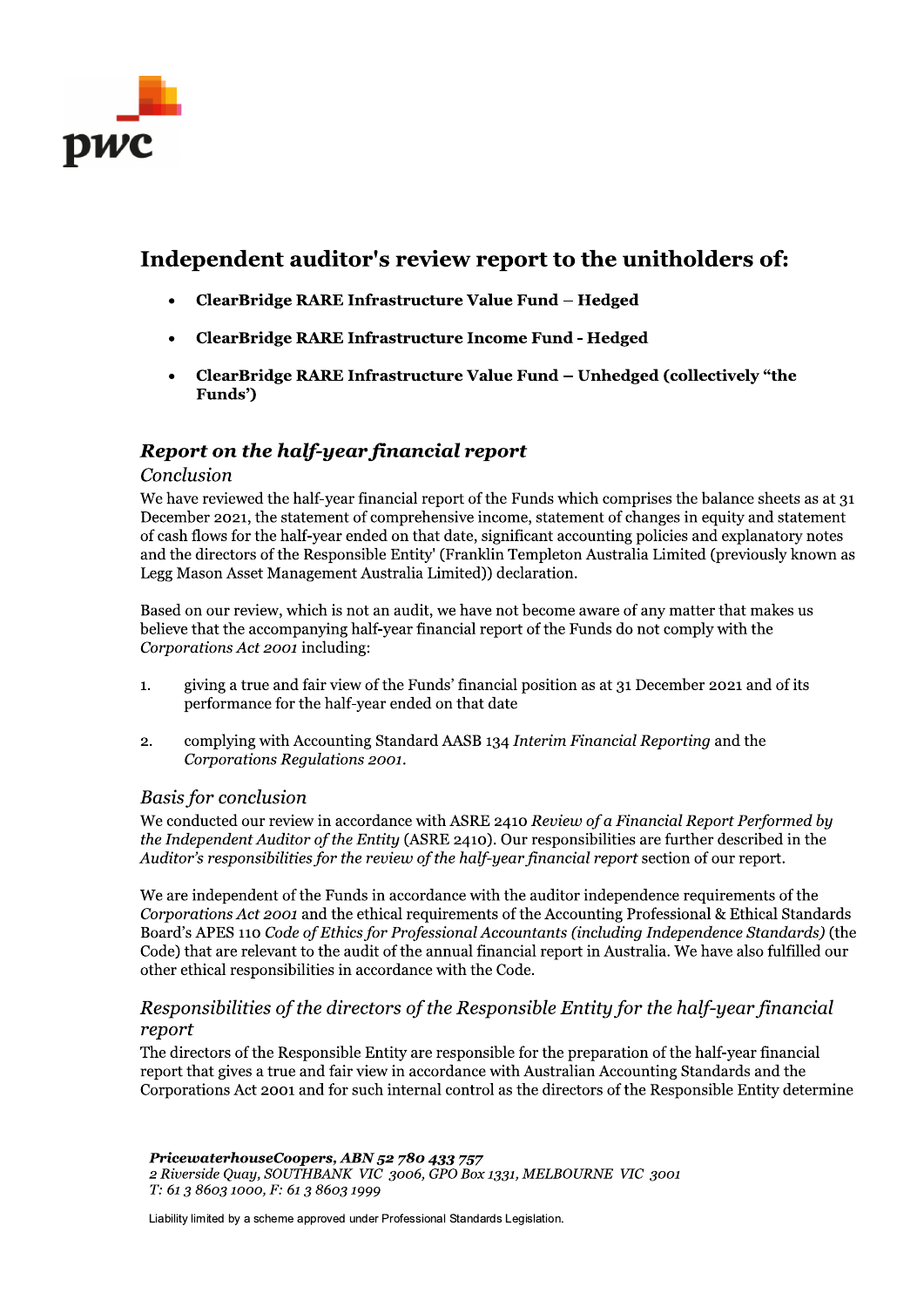# Independent auditor's review report to the unitholders of:

- **ClearBridge RARE Infrastructure Value Fund – Hedged**
- **ClearBridge RARE Infrastructure Income Fund - Hedged**
- **ClearBridge RARE Infrastructure Value Fund – Unhedged (collectively "the Funds')**

## *Report on the half-year financial report*

### *Conclusion*

We have reviewed the half-year financial report of the Funds which comprises the balance sheets as at 31 December 2021, the statement of comprehensive income, statement of changes in equity and statement of cash flows for the half-year ended on that date, significant accounting policies and explanatory notes and the directors of the Responsible Entity' (Franklin Templeton Australia Limited (previously known as Legg Mason Asset Management Australia Limited)) declaration.

Based on our review, which is not an audit, we have not become aware of any matter that makes us believe that the accompanying half-year financial report of the Funds do not comply with the *Corporations Act 2001* including:

1. giving a true and fair view of the Funds' financial position as at 31 December 2021 and of its performance for the half-year ended on that date
2. complying with Accounting Standard AASB 134 *Interim Financial Reporting* and the *Corporations Regulations 2001*.

### *Basis for conclusion*

We conducted our review in accordance with ASRE 2410 *Review of a Financial Report Performed by the Independent Auditor of the Entity* (ASRE 2410). Our responsibilities are further described in the *Auditor's responsibilities for the review of the half-year financial report* section of our report.

We are independent of the Funds in accordance with the auditor independence requirements of the *Corporations Act 2001* and the ethical requirements of the Accounting Professional & Ethical Standards Board's APES 110 *Code of Ethics for Professional Accountants (including Independence Standards)* (the Code) that are relevant to the audit of the annual financial report in Australia. We have also fulfilled our other ethical responsibilities in accordance with the Code.

### *Responsibilities of the directors of the Responsible Entity for the half-year financial report*

The directors of the Responsible Entity are responsible for the preparation of the half-year financial report that gives a true and fair view in accordance with Australian Accounting Standards and the Corporations Act 2001 and for such internal control as the directors of the Responsible Entity determine

***PricewaterhouseCoopers, ABN 52 780 433 757***
*2 Riverside Quay, SOUTHBANK VIC 3006, GPO Box 1331, MELBOURNE VIC 3001*
*T: 61 3 8603 1000, F: 61 3 8603 1999*

Liability limited by a scheme approved under Professional Standards Legislation.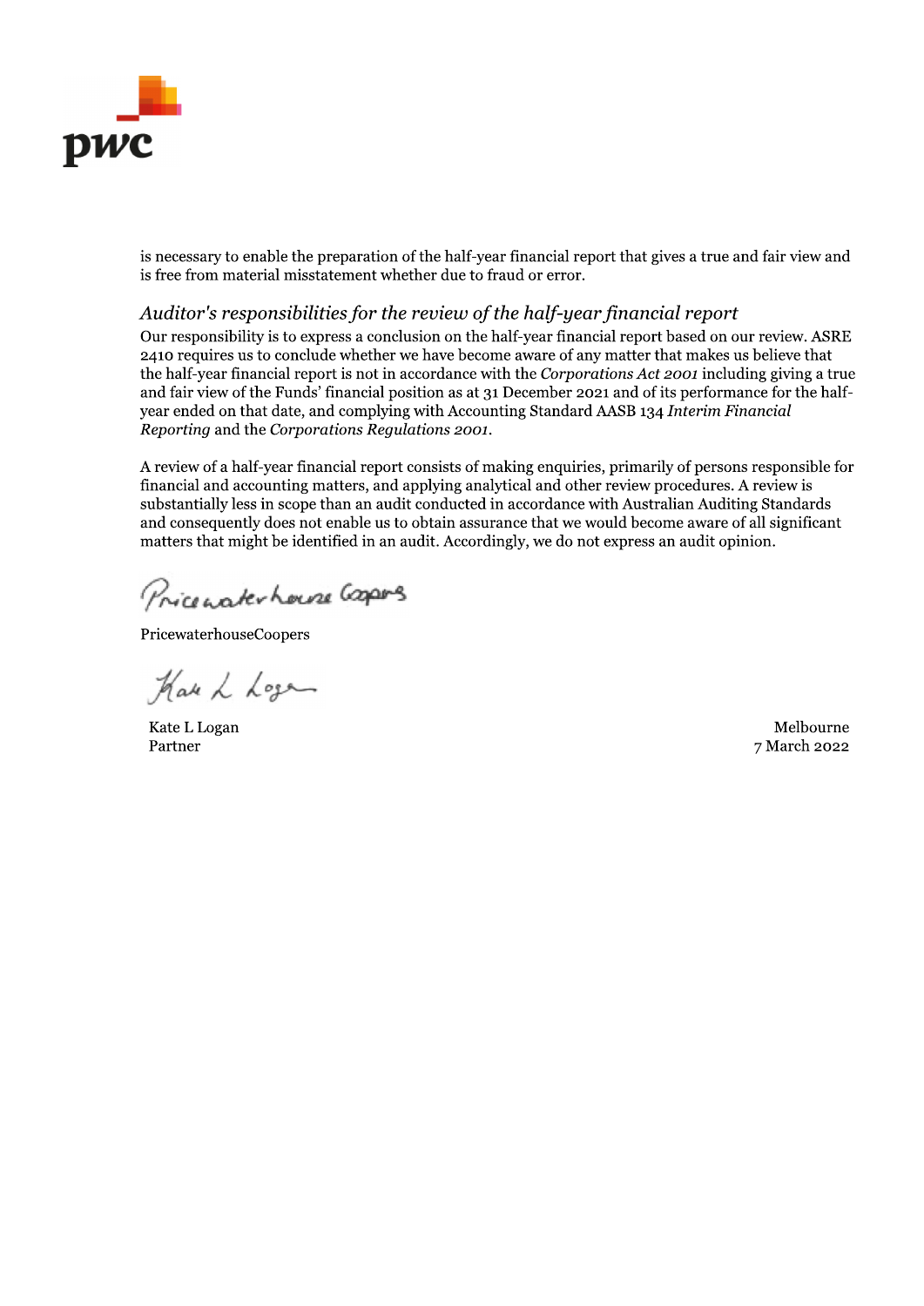is necessary to enable the preparation of the half-year financial report that gives a true and fair view and is free from material misstatement whether due to fraud or error.

## *Auditor's responsibilities for the review of the half-year financial report*

Our responsibility is to express a conclusion on the half-year financial report based on our review. ASRE 2410 requires us to conclude whether we have become aware of any matter that makes us believe that the half-year financial report is not in accordance with the *Corporations Act 2001* including giving a true and fair view of the Funds' financial position as at 31 December 2021 and of its performance for the half-year ended on that date, and complying with Accounting Standard AASB 134 *Interim Financial Reporting* and the *Corporations Regulations 2001*.

A review of a half-year financial report consists of making enquiries, primarily of persons responsible for financial and accounting matters, and applying analytical and other review procedures. A review is substantially less in scope than an audit conducted in accordance with Australian Auditing Standards and consequently does not enable us to obtain assurance that we would become aware of all significant matters that might be identified in an audit. Accordingly, we do not express an audit opinion.

PricewaterhouseCoopers

Kate L Logan
Partner

Melbourne
7 March 2022